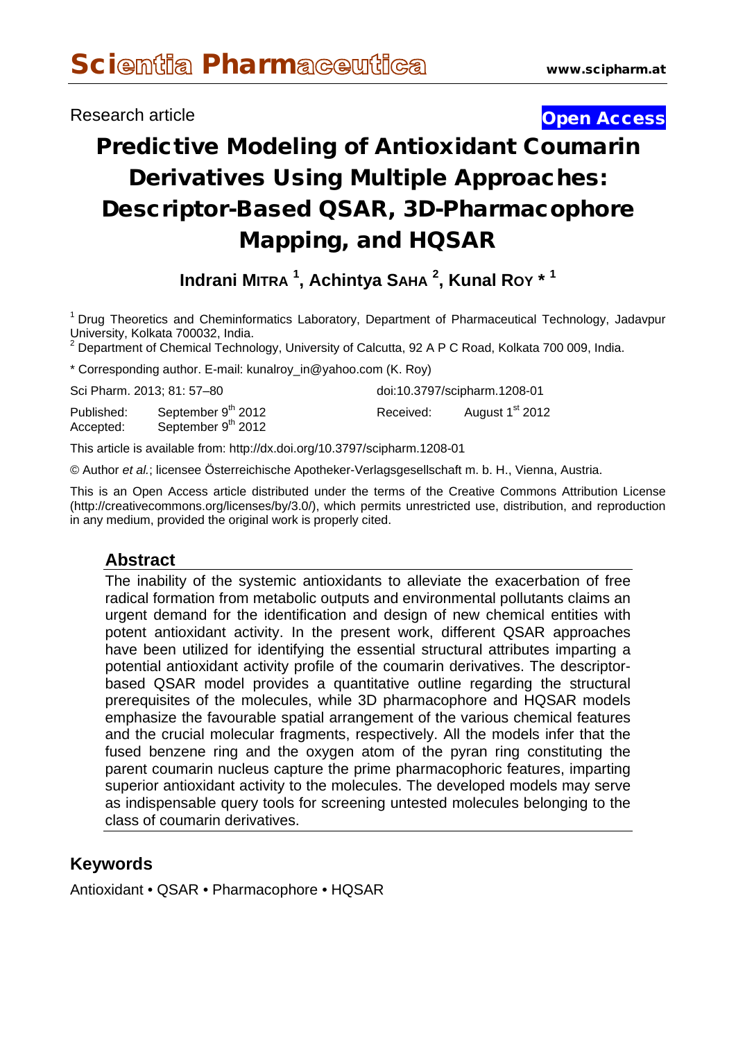Research article

**Open Access**

# Predictive Modeling of Antioxidant Coumarin Derivatives Using Multiple Approaches: Descriptor-Based QSAR, 3D-Pharmacophore Mapping, and HQSAR

**Indrani MITRA [1], Achintya SAHA [2], Kunal ROY * [1]**

[1] Drug Theoretics and Cheminformatics Laboratory, Department of Pharmaceutical Technology, Jadavpur University, Kolkata 700032, India.
[2] Department of Chemical Technology, University of Calcutta, 92 A P C Road, Kolkata 700 009, India.

* Corresponding author. E-mail: kunalroy_in@yahoo.com (K. Roy)

Sci Pharm. 2013; 81: 57–80

doi:10.3797/scipharm.1208-01

Published: September 9th 2012
Accepted: September 9th 2012

Received: August 1st 2012

This article is available from: http://dx.doi.org/10.3797/scipharm.1208-01

© Author *et al.*; licensee Österreichische Apotheker-Verlagsgesellschaft m. b. H., Vienna, Austria.

This is an Open Access article distributed under the terms of the Creative Commons Attribution License (http://creativecommons.org/licenses/by/3.0/), which permits unrestricted use, distribution, and reproduction in any medium, provided the original work is properly cited.

## Abstract

The inability of the systemic antioxidants to alleviate the exacerbation of free radical formation from metabolic outputs and environmental pollutants claims an urgent demand for the identification and design of new chemical entities with potent antioxidant activity. In the present work, different QSAR approaches have been utilized for identifying the essential structural attributes imparting a potential antioxidant activity profile of the coumarin derivatives. The descriptor-based QSAR model provides a quantitative outline regarding the structural prerequisites of the molecules, while 3D pharmacophore and HQSAR models emphasize the favourable spatial arrangement of the various chemical features and the crucial molecular fragments, respectively. All the models infer that the fused benzene ring and the oxygen atom of the pyran ring constituting the parent coumarin nucleus capture the prime pharmacophoric features, imparting superior antioxidant activity to the molecules. The developed models may serve as indispensable query tools for screening untested molecules belonging to the class of coumarin derivatives.

## Keywords

Antioxidant • QSAR • Pharmacophore • HQSAR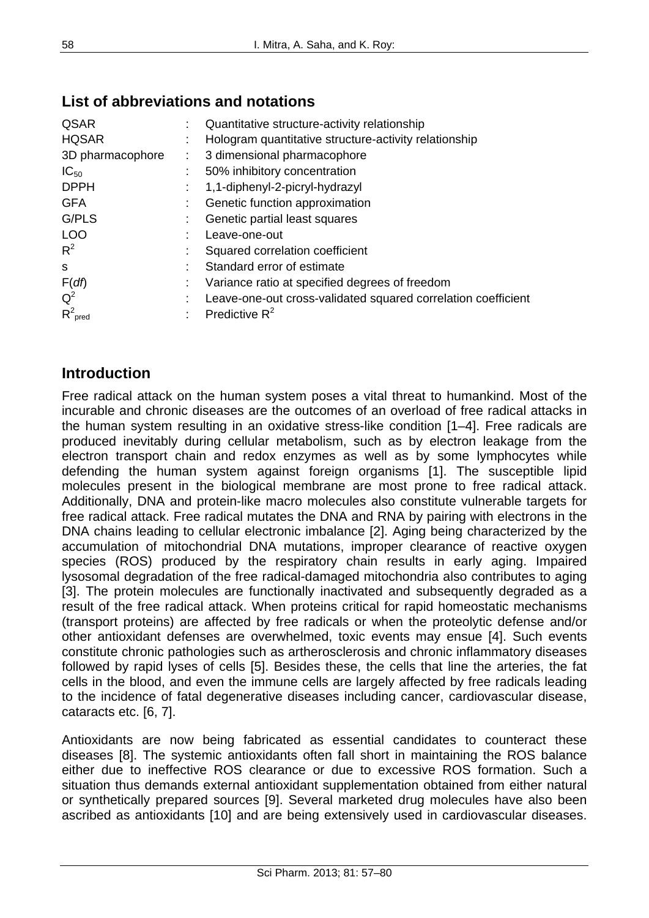## List of abbreviations and notations

| | | |
|---|---|---|
| QSAR | : | Quantitative structure-activity relationship |
| HQSAR | : | Hologram quantitative structure-activity relationship |
| 3D pharmacophore | : | 3 dimensional pharmacophore |
| $IC_{50}$ | : | 50% inhibitory concentration |
| DPPH | : | 1,1-diphenyl-2-picryl-hydrazyl |
| GFA | : | Genetic function approximation |
| G/PLS | : | Genetic partial least squares |
| LOO | : | Leave-one-out |
| $R^2$ | : | Squared correlation coefficient |
| s | : | Standard error of estimate |
| F(*df*) | : | Variance ratio at specified degrees of freedom |
| $Q^2$ | : | Leave-one-out cross-validated squared correlation coefficient |
| $R^2_{pred}$ | : | Predictive $R^2$ |

## Introduction

Free radical attack on the human system poses a vital threat to humankind. Most of the incurable and chronic diseases are the outcomes of an overload of free radical attacks in the human system resulting in an oxidative stress-like condition [1–4]. Free radicals are produced inevitably during cellular metabolism, such as by electron leakage from the electron transport chain and redox enzymes as well as by some lymphocytes while defending the human system against foreign organisms [1]. The susceptible lipid molecules present in the biological membrane are most prone to free radical attack. Additionally, DNA and protein-like macro molecules also constitute vulnerable targets for free radical attack. Free radical mutates the DNA and RNA by pairing with electrons in the DNA chains leading to cellular electronic imbalance [2]. Aging being characterized by the accumulation of mitochondrial DNA mutations, improper clearance of reactive oxygen species (ROS) produced by the respiratory chain results in early aging. Impaired lysosomal degradation of the free radical-damaged mitochondria also contributes to aging [3]. The protein molecules are functionally inactivated and subsequently degraded as a result of the free radical attack. When proteins critical for rapid homeostatic mechanisms (transport proteins) are affected by free radicals or when the proteolytic defense and/or other antioxidant defenses are overwhelmed, toxic events may ensue [4]. Such events constitute chronic pathologies such as artherosclerosis and chronic inflammatory diseases followed by rapid lyses of cells [5]. Besides these, the cells that line the arteries, the fat cells in the blood, and even the immune cells are largely affected by free radicals leading to the incidence of fatal degenerative diseases including cancer, cardiovascular disease, cataracts etc. [6, 7].

Antioxidants are now being fabricated as essential candidates to counteract these diseases [8]. The systemic antioxidants often fall short in maintaining the ROS balance either due to ineffective ROS clearance or due to excessive ROS formation. Such a situation thus demands external antioxidant supplementation obtained from either natural or synthetically prepared sources [9]. Several marketed drug molecules have also been ascribed as antioxidants [10] and are being extensively used in cardiovascular diseases.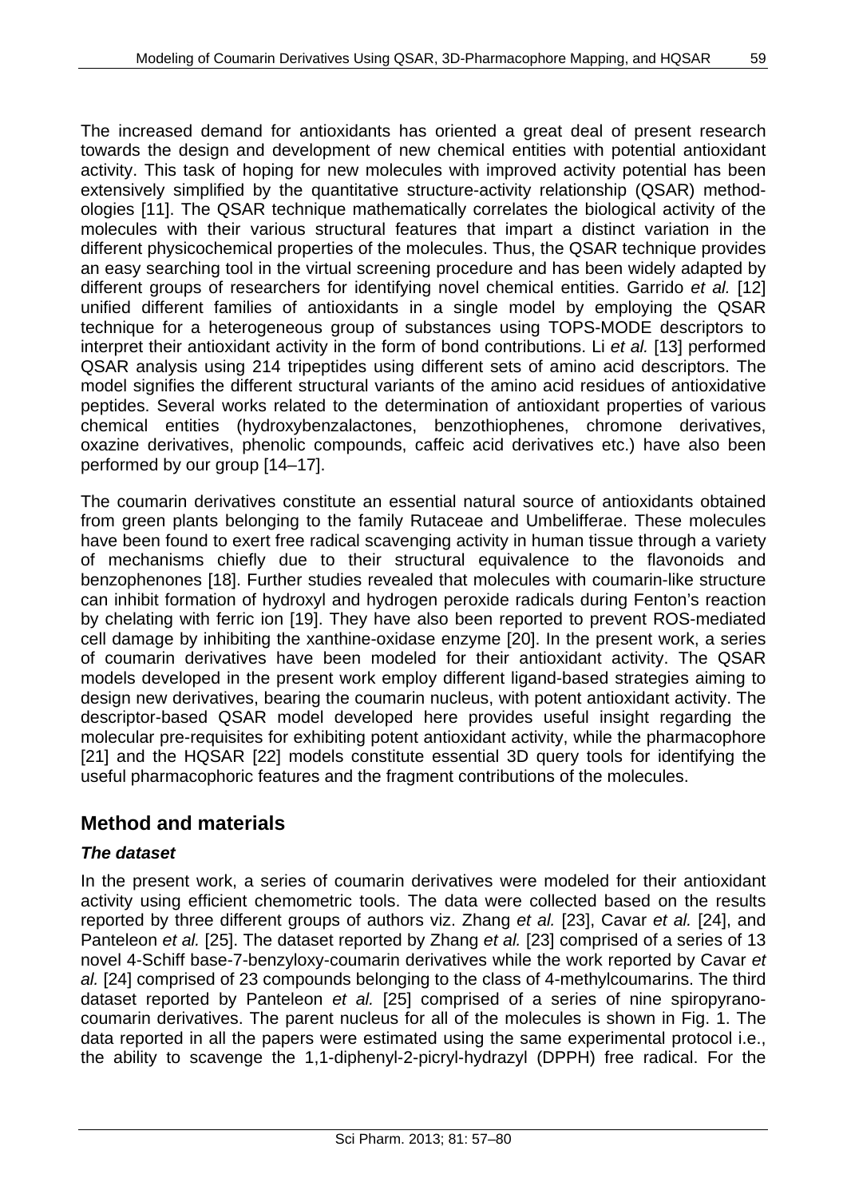The increased demand for antioxidants has oriented a great deal of present research towards the design and development of new chemical entities with potential antioxidant activity. This task of hoping for new molecules with improved activity potential has been extensively simplified by the quantitative structure-activity relationship (QSAR) methodologies [11]. The QSAR technique mathematically correlates the biological activity of the molecules with their various structural features that impart a distinct variation in the different physicochemical properties of the molecules. Thus, the QSAR technique provides an easy searching tool in the virtual screening procedure and has been widely adapted by different groups of researchers for identifying novel chemical entities. Garrido *et al.* [12] unified different families of antioxidants in a single model by employing the QSAR technique for a heterogeneous group of substances using TOPS-MODE descriptors to interpret their antioxidant activity in the form of bond contributions. Li *et al.* [13] performed QSAR analysis using 214 tripeptides using different sets of amino acid descriptors. The model signifies the different structural variants of the amino acid residues of antioxidative peptides. Several works related to the determination of antioxidant properties of various chemical entities (hydroxybenzalactones, benzothiophenes, chromone derivatives, oxazine derivatives, phenolic compounds, caffeic acid derivatives etc.) have also been performed by our group [14–17].

The coumarin derivatives constitute an essential natural source of antioxidants obtained from green plants belonging to the family Rutaceae and Umbelifferae. These molecules have been found to exert free radical scavenging activity in human tissue through a variety of mechanisms chiefly due to their structural equivalence to the flavonoids and benzophenones [18]. Further studies revealed that molecules with coumarin-like structure can inhibit formation of hydroxyl and hydrogen peroxide radicals during Fenton's reaction by chelating with ferric ion [19]. They have also been reported to prevent ROS-mediated cell damage by inhibiting the xanthine-oxidase enzyme [20]. In the present work, a series of coumarin derivatives have been modeled for their antioxidant activity. The QSAR models developed in the present work employ different ligand-based strategies aiming to design new derivatives, bearing the coumarin nucleus, with potent antioxidant activity. The descriptor-based QSAR model developed here provides useful insight regarding the molecular pre-requisites for exhibiting potent antioxidant activity, while the pharmacophore [21] and the HQSAR [22] models constitute essential 3D query tools for identifying the useful pharmacophoric features and the fragment contributions of the molecules.

## Method and materials

### *The dataset*

In the present work, a series of coumarin derivatives were modeled for their antioxidant activity using efficient chemometric tools. The data were collected based on the results reported by three different groups of authors viz. Zhang *et al.* [23], Cavar *et al.* [24], and Panteleon *et al.* [25]. The dataset reported by Zhang *et al.* [23] comprised of a series of 13 novel 4-Schiff base-7-benzyloxy-coumarin derivatives while the work reported by Cavar *et al.* [24] comprised of 23 compounds belonging to the class of 4-methylcoumarins. The third dataset reported by Panteleon *et al.* [25] comprised of a series of nine spiropyranocoumarin derivatives. The parent nucleus for all of the molecules is shown in Fig. 1. The data reported in all the papers were estimated using the same experimental protocol i.e., the ability to scavenge the 1,1-diphenyl-2-picryl-hydrazyl (DPPH) free radical. For the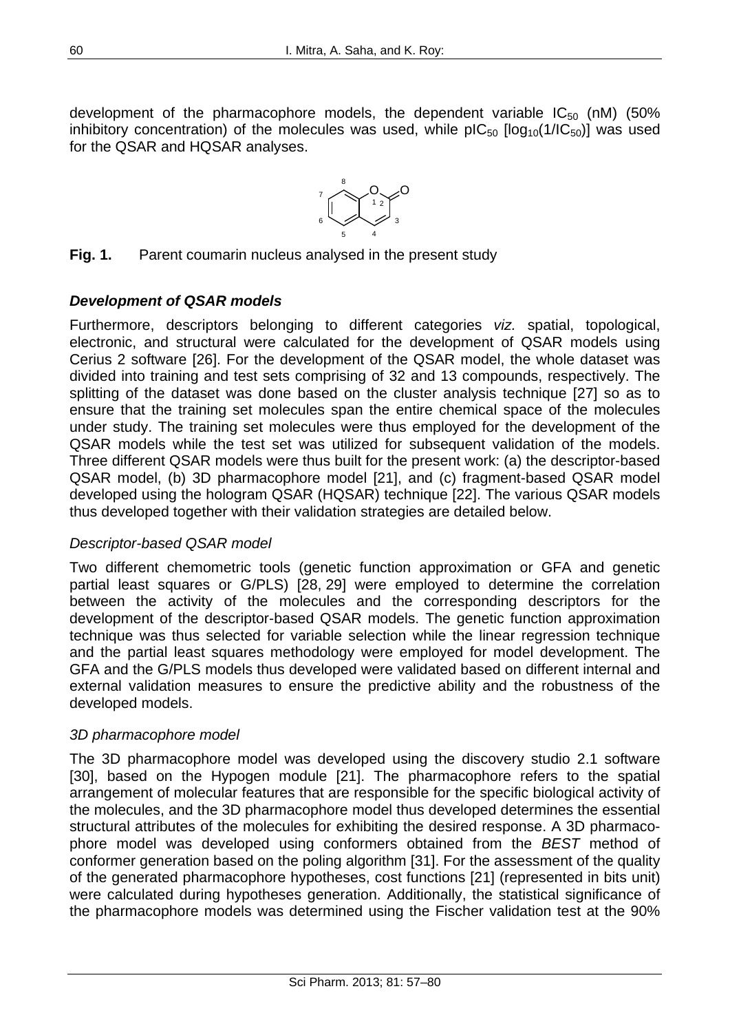development of the pharmacophore models, the dependent variable $IC_{50}$ (nM) (50% inhibitory concentration) of the molecules was used, while $pIC_{50}$ [$\log_{10}(1/IC_{50})$] was used for the QSAR and HQSAR analyses.

**Fig. 1.** Parent coumarin nucleus analysed in the present study

### *Development of QSAR models*

Furthermore, descriptors belonging to different categories *viz.* spatial, topological, electronic, and structural were calculated for the development of QSAR models using Cerius 2 software [26]. For the development of the QSAR model, the whole dataset was divided into training and test sets comprising of 32 and 13 compounds, respectively. The splitting of the dataset was done based on the cluster analysis technique [27] so as to ensure that the training set molecules span the entire chemical space of the molecules under study. The training set molecules were thus employed for the development of the QSAR models while the test set was utilized for subsequent validation of the models. Three different QSAR models were thus built for the present work: (a) the descriptor-based QSAR model, (b) 3D pharmacophore model [21], and (c) fragment-based QSAR model developed using the hologram QSAR (HQSAR) technique [22]. The various QSAR models thus developed together with their validation strategies are detailed below.

#### *Descriptor-based QSAR model*

Two different chemometric tools (genetic function approximation or GFA and genetic partial least squares or G/PLS) [28, 29] were employed to determine the correlation between the activity of the molecules and the corresponding descriptors for the development of the descriptor-based QSAR models. The genetic function approximation technique was thus selected for variable selection while the linear regression technique and the partial least squares methodology were employed for model development. The GFA and the G/PLS models thus developed were validated based on different internal and external validation measures to ensure the predictive ability and the robustness of the developed models.

#### *3D pharmacophore model*

The 3D pharmacophore model was developed using the discovery studio 2.1 software [30], based on the Hypogen module [21]. The pharmacophore refers to the spatial arrangement of molecular features that are responsible for the specific biological activity of the molecules, and the 3D pharmacophore model thus developed determines the essential structural attributes of the molecules for exhibiting the desired response. A 3D pharmacophore model was developed using conformers obtained from the *BEST* method of conformer generation based on the poling algorithm [31]. For the assessment of the quality of the generated pharmacophore hypotheses, cost functions [21] (represented in bits unit) were calculated during hypotheses generation. Additionally, the statistical significance of the pharmacophore models was determined using the Fischer validation test at the 90%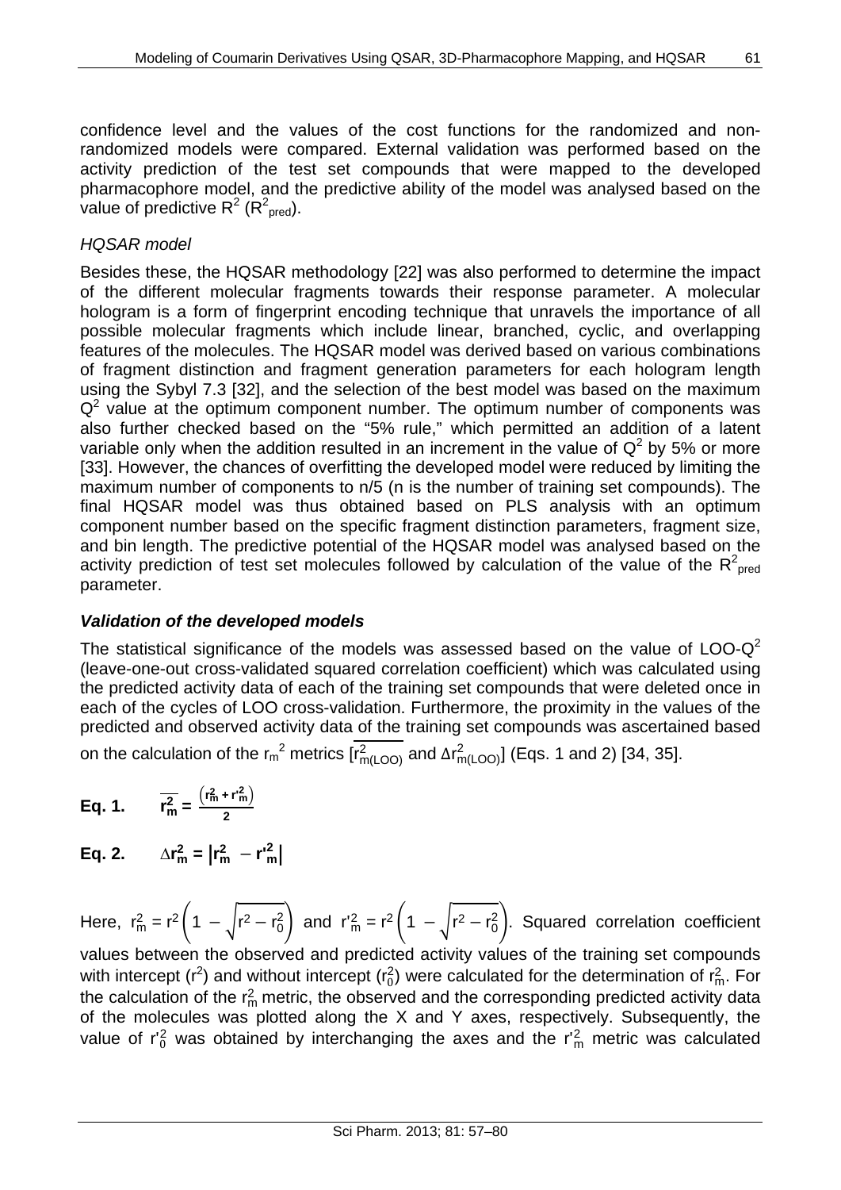confidence level and the values of the cost functions for the randomized and non-randomized models were compared. External validation was performed based on the activity prediction of the test set compounds that were mapped to the developed pharmacophore model, and the predictive ability of the model was analysed based on the value of predictive $R^2$ ($R^2_{pred}$).

### *HQSAR model*

Besides these, the HQSAR methodology [22] was also performed to determine the impact of the different molecular fragments towards their response parameter. A molecular hologram is a form of fingerprint encoding technique that unravels the importance of all possible molecular fragments which include linear, branched, cyclic, and overlapping features of the molecules. The HQSAR model was derived based on various combinations of fragment distinction and fragment generation parameters for each hologram length using the Sybyl 7.3 [32], and the selection of the best model was based on the maximum $Q^2$ value at the optimum component number. The optimum number of components was also further checked based on the "5% rule," which permitted an addition of a latent variable only when the addition resulted in an increment in the value of $Q^2$ by 5% or more [33]. However, the chances of overfitting the developed model were reduced by limiting the maximum number of components to n/5 (n is the number of training set compounds). The final HQSAR model was thus obtained based on PLS analysis with an optimum component number based on the specific fragment distinction parameters, fragment size, and bin length. The predictive potential of the HQSAR model was analysed based on the activity prediction of test set molecules followed by calculation of the value of the $R^2_{pred}$ parameter.

### ***Validation of the developed models***

The statistical significance of the models was assessed based on the value of LOO-$Q^2$ (leave-one-out cross-validated squared correlation coefficient) which was calculated using the predicted activity data of each of the training set compounds that were deleted once in each of the cycles of LOO cross-validation. Furthermore, the proximity in the values of the predicted and observed activity data of the training set compounds was ascertained based on the calculation of the $r_m^2$ metrics [$\overline{r^2_{m(LOO)}}$ and $\Delta r^2_{m(LOO)}$] (Eqs. 1 and 2) [34, 35].

**Eq. 1.** $$\overline{r^2_m} = \frac{\left(r^2_m + r'^2_m\right)}{2}$$

**Eq. 2.** $$\Delta r^2_m = \left|r^2_m - r'^2_m\right|$$

Here, $r^2_m = r^2\left(1 - \sqrt{r^2 - r^2_0}\right)$ and $r'^2_m = r^2\left(1 - \sqrt{r^2 - r^2_0}\right)$. Squared correlation coefficient values between the observed and predicted activity values of the training set compounds with intercept ($r^2$) and without intercept ($r^2_0$) were calculated for the determination of $r^2_m$. For the calculation of the $r^2_m$ metric, the observed and the corresponding predicted activity data of the molecules was plotted along the X and Y axes, respectively. Subsequently, the value of $r'^2_0$ was obtained by interchanging the axes and the $r'^2_m$ metric was calculated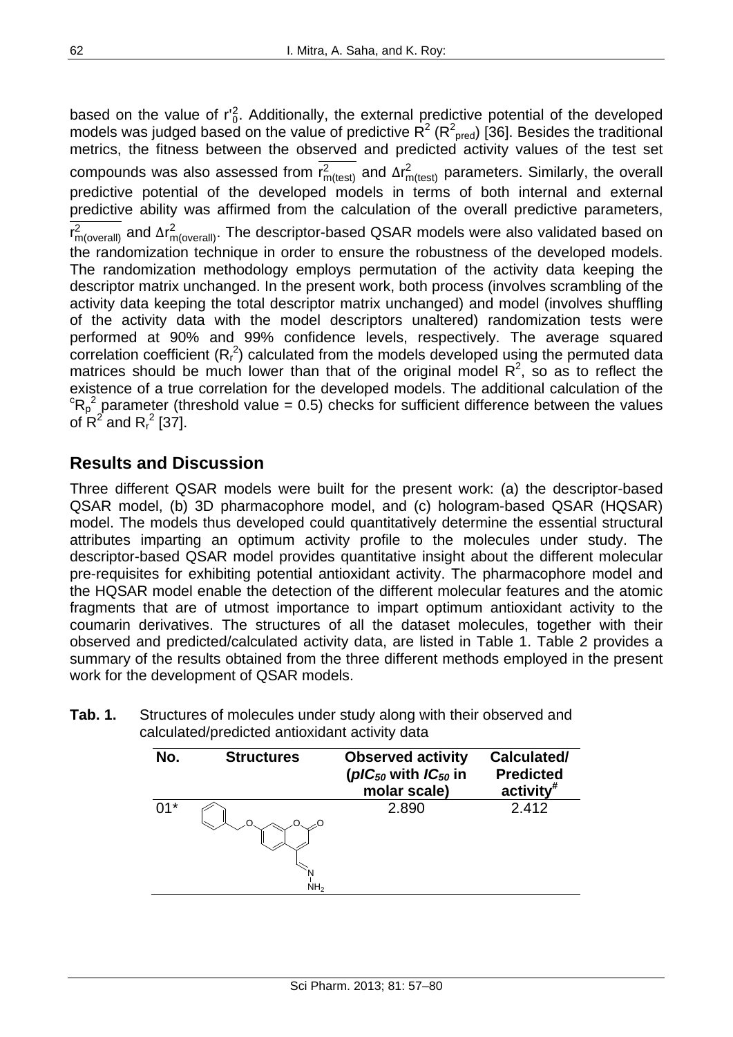based on the value of $r'^2_0$. Additionally, the external predictive potential of the developed models was judged based on the value of predictive $R^2$ ($R^2_{pred}$) [36]. Besides the traditional metrics, the fitness between the observed and predicted activity values of the test set compounds was also assessed from $\overline{r^2_{m(test)}}$ and $\Delta r^2_{m(test)}$ parameters. Similarly, the overall predictive potential of the developed models in terms of both internal and external predictive ability was affirmed from the calculation of the overall predictive parameters, $\overline{r^2_{m(overall)}}$ and $\Delta r^2_{m(overall)}$. The descriptor-based QSAR models were also validated based on the randomization technique in order to ensure the robustness of the developed models. The randomization methodology employs permutation of the activity data keeping the descriptor matrix unchanged. In the present work, both process (involves scrambling of the activity data keeping the total descriptor matrix unchanged) and model (involves shuffling of the activity data with the model descriptors unaltered) randomization tests were performed at 90% and 99% confidence levels, respectively. The average squared correlation coefficient ($R_r^2$) calculated from the models developed using the permuted data matrices should be much lower than that of the original model $R^2$, so as to reflect the existence of a true correlation for the developed models. The additional calculation of the ${}^cR_p^2$ parameter (threshold value = 0.5) checks for sufficient difference between the values of $R^2$ and $R_r^2$ [37].

## Results and Discussion

Three different QSAR models were built for the present work: (a) the descriptor-based QSAR model, (b) 3D pharmacophore model, and (c) hologram-based QSAR (HQSAR) model. The models thus developed could quantitatively determine the essential structural attributes imparting an optimum activity profile to the molecules under study. The descriptor-based QSAR model provides quantitative insight about the different molecular pre-requisites for exhibiting potential antioxidant activity. The pharmacophore model and the HQSAR model enable the detection of the different molecular features and the atomic fragments that are of utmost importance to impart optimum antioxidant activity to the coumarin derivatives. The structures of all the dataset molecules, together with their observed and predicted/calculated activity data, are listed in Table 1. Table 2 provides a summary of the results obtained from the three different methods employed in the present work for the development of QSAR models.

**Tab. 1.** Structures of molecules under study along with their observed and calculated/predicted antioxidant activity data

| No. | Structures | Observed activity ($pIC_{50}$ with $IC_{50}$ in molar scale) | Calculated/ Predicted activity[#] |
|---|---|---|---|
| 01* | | 2.890 | 2.412 |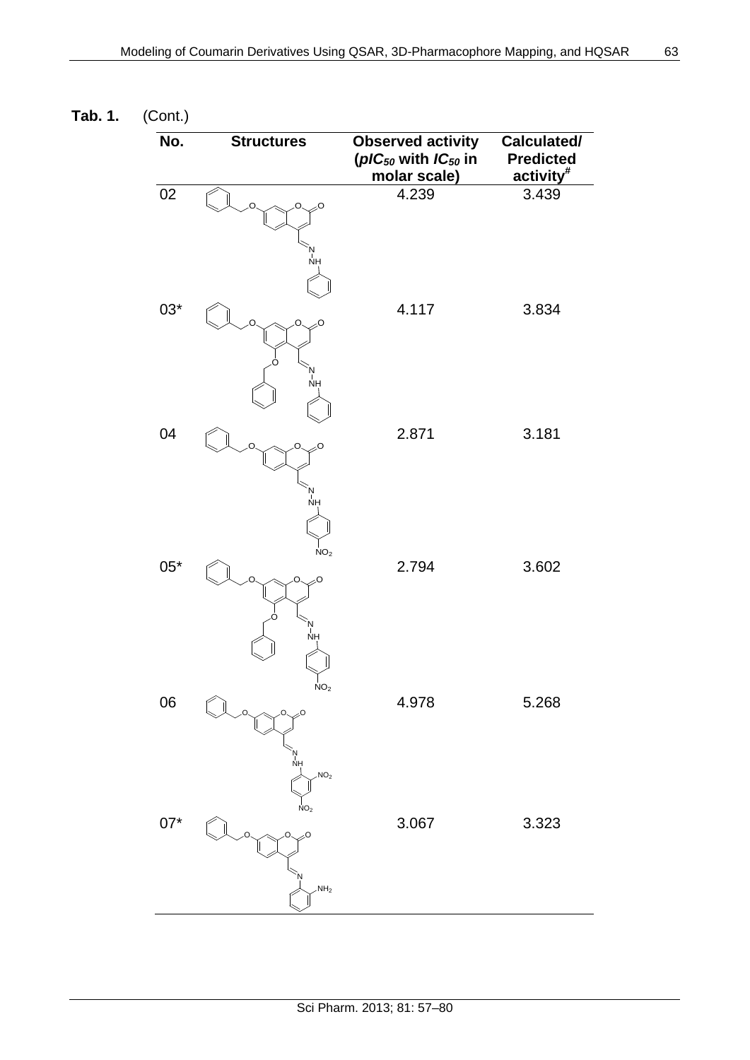**Tab. 1.** (Cont.)

| No. | Structures | Observed activity ($pIC_{50}$ with $IC_{50}$ in molar scale) | Calculated/ Predicted activity[#] |
|---|---|---|---|
| 02 | | 4.239 | 3.439 |
| 03* | | 4.117 | 3.834 |
| 04 | | 2.871 | 3.181 |
| 05* | | 2.794 | 3.602 |
| 06 | | 4.978 | 5.268 |
| 07* | | 3.067 | 3.323 |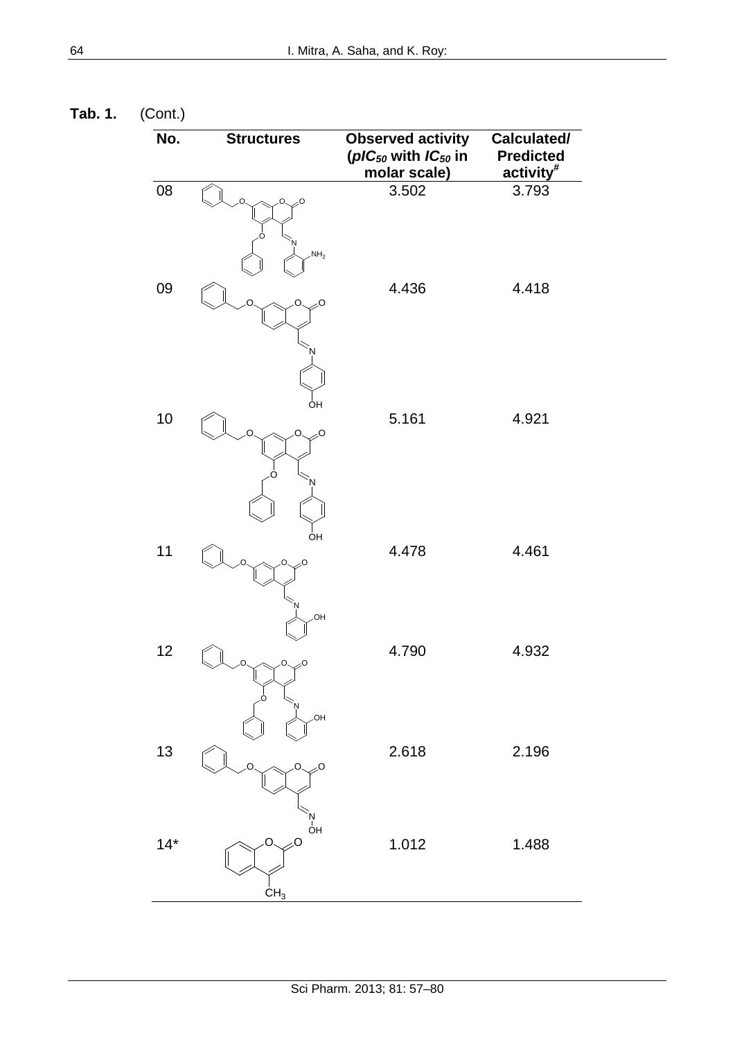**Tab. 1.** (Cont.)

| No. | Structures | Observed activity ($pIC_{50}$ with $IC_{50}$ in molar scale) | Calculated/ Predicted activity[#] |
|---|---|---|---|
| 08 | | 3.502 | 3.793 |
| 09 | | 4.436 | 4.418 |
| 10 | | 5.161 | 4.921 |
| 11 | | 4.478 | 4.461 |
| 12 | | 4.790 | 4.932 |
| 13 | | 2.618 | 2.196 |
| 14* | | 1.012 | 1.488 |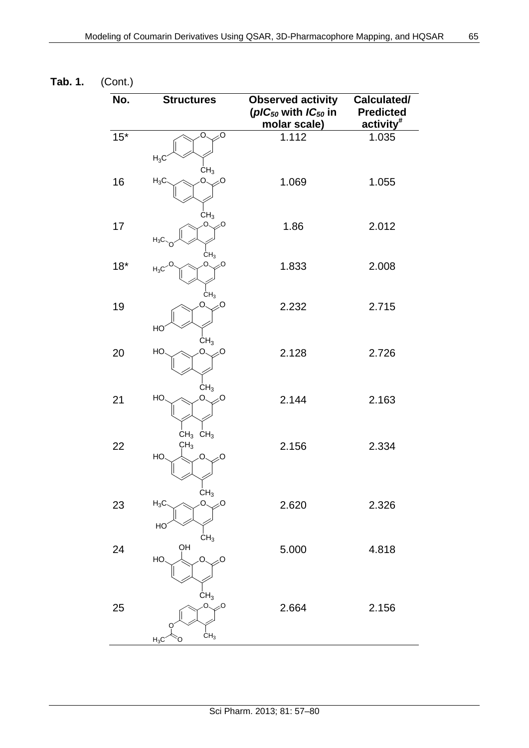**Tab. 1.** (Cont.)

| No. | Structures | Observed activity ($pIC_{50}$ with $IC_{50}$ in molar scale) | Calculated/ Predicted activity[#] |
|---|---|---|---|
| 15* | | 1.112 | 1.035 |
| 16 | | 1.069 | 1.055 |
| 17 | | 1.86 | 2.012 |
| 18* | | 1.833 | 2.008 |
| 19 | | 2.232 | 2.715 |
| 20 | | 2.128 | 2.726 |
| 21 | | 2.144 | 2.163 |
| 22 | | 2.156 | 2.334 |
| 23 | | 2.620 | 2.326 |
| 24 | | 5.000 | 4.818 |
| 25 | | 2.664 | 2.156 |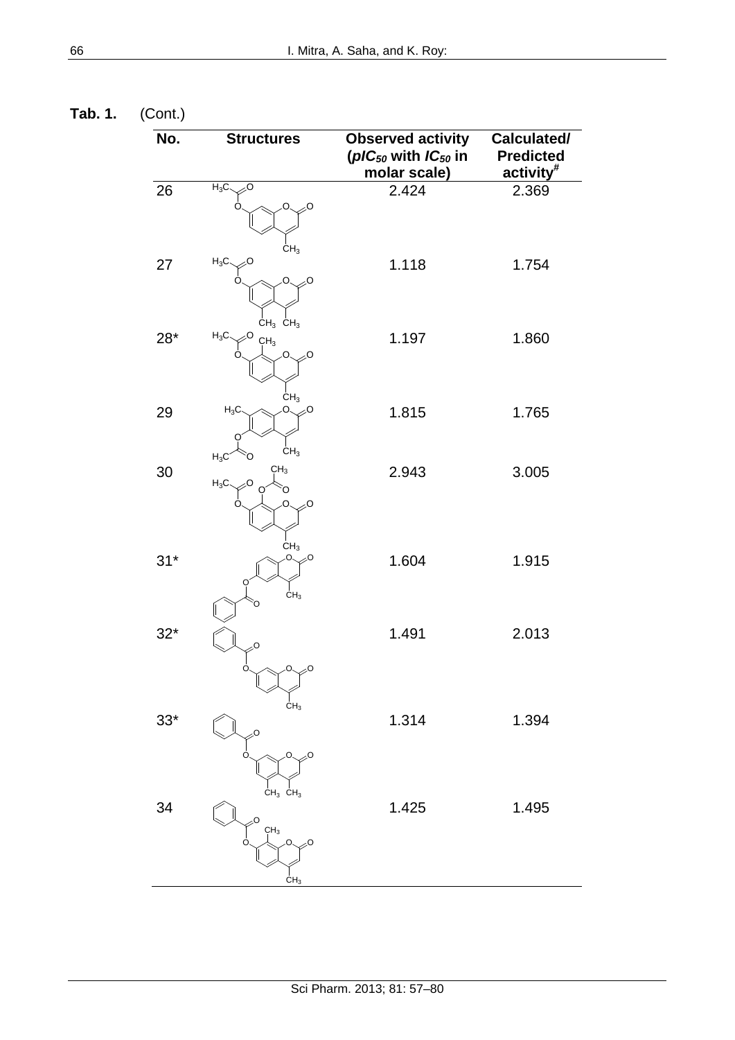**Tab. 1.** (Cont.)

| No. | Structures | Observed activity ($pIC_{50}$ with $IC_{50}$ in molar scale) | Calculated/ Predicted activity[#] |
|---|---|---|---|
| 26 | | 2.424 | 2.369 |
| 27 | | 1.118 | 1.754 |
| 28* | | 1.197 | 1.860 |
| 29 | | 1.815 | 1.765 |
| 30 | | 2.943 | 3.005 |
| 31* | | 1.604 | 1.915 |
| 32* | | 1.491 | 2.013 |
| 33* | | 1.314 | 1.394 |
| 34 | | 1.425 | 1.495 |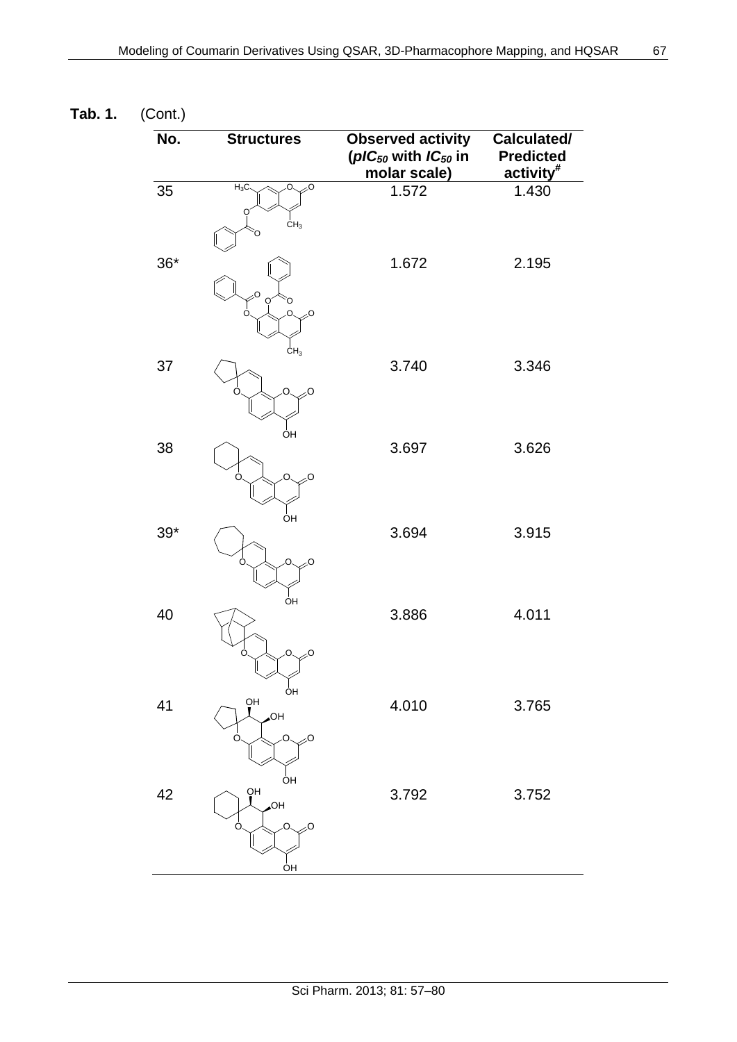**Tab. 1.** (Cont.)

| No. | Structures | Observed activity ($pIC_{50}$ with $IC_{50}$ in molar scale) | Calculated/ Predicted activity[#] |
|---|---|---|---|
| 35 | | 1.572 | 1.430 |
| 36* | | 1.672 | 2.195 |
| 37 | | 3.740 | 3.346 |
| 38 | | 3.697 | 3.626 |
| 39* | | 3.694 | 3.915 |
| 40 | | 3.886 | 4.011 |
| 41 | | 4.010 | 3.765 |
| 42 | | 3.792 | 3.752 |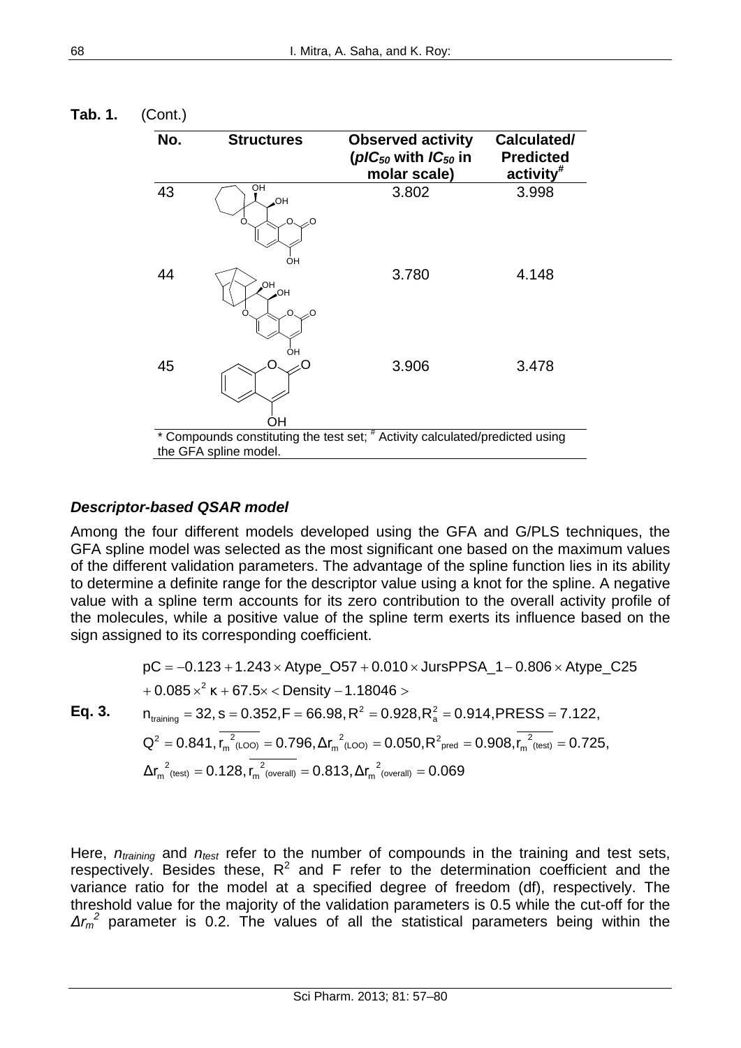**Tab. 1.** (Cont.)

| No. | Structures | Observed activity ($pIC_{50}$ with $IC_{50}$ in molar scale) | Calculated/ Predicted activity[#] |
|---|---|---|---|
| 43 | | 3.802 | 3.998 |
| 44 | | 3.780 | 4.148 |
| 45 | | 3.906 | 3.478 |

\* Compounds constituting the test set; # Activity calculated/predicted using the GFA spline model.

### *Descriptor-based QSAR model*

Among the four different models developed using the GFA and G/PLS techniques, the GFA spline model was selected as the most significant one based on the maximum values of the different validation parameters. The advantage of the spline function lies in its ability to determine a definite range for the descriptor value using a knot for the spline. A negative value with a spline term accounts for its zero contribution to the overall activity profile of the molecules, while a positive value of the spline term exerts its influence based on the sign assigned to its corresponding coefficient.

**Eq. 3.**

$$\begin{aligned}
&pC = -0.123 + 1.243 \times \text{Atype\_O57} + 0.010 \times \text{JursPPSA\_1} - 0.806 \times \text{Atype\_C25} \\
&+ 0.085 \times {}^{2}\kappa + 67.5 \times < \text{Density} - 1.18046 > \\
&n_{training} = 32, s = 0.352, F = 66.98, R^2 = 0.928, R_a^2 = 0.914, PRESS = 7.122, \\
&Q^2 = 0.841, \overline{r_m^{\ 2}}_{(LOO)} = 0.796, \Delta r_m^{\ 2}{}_{(LOO)} = 0.050, R^2{}_{pred} = 0.908, \overline{r_m^{\ 2}}_{(test)} = 0.725, \\
&\Delta r_m^{\ 2}{}_{(test)} = 0.128, \overline{r_m^{\ 2}}_{(overall)} = 0.813, \Delta r_m^{\ 2}{}_{(overall)} = 0.069
\end{aligned}$$

Here, $n_{training}$ and $n_{test}$ refer to the number of compounds in the training and test sets, respectively. Besides these, $R^2$ and F refer to the determination coefficient and the variance ratio for the model at a specified degree of freedom (df), respectively. The threshold value for the majority of the validation parameters is 0.5 while the cut-off for the $\Delta r_m^2$ parameter is 0.2. The values of all the statistical parameters being within the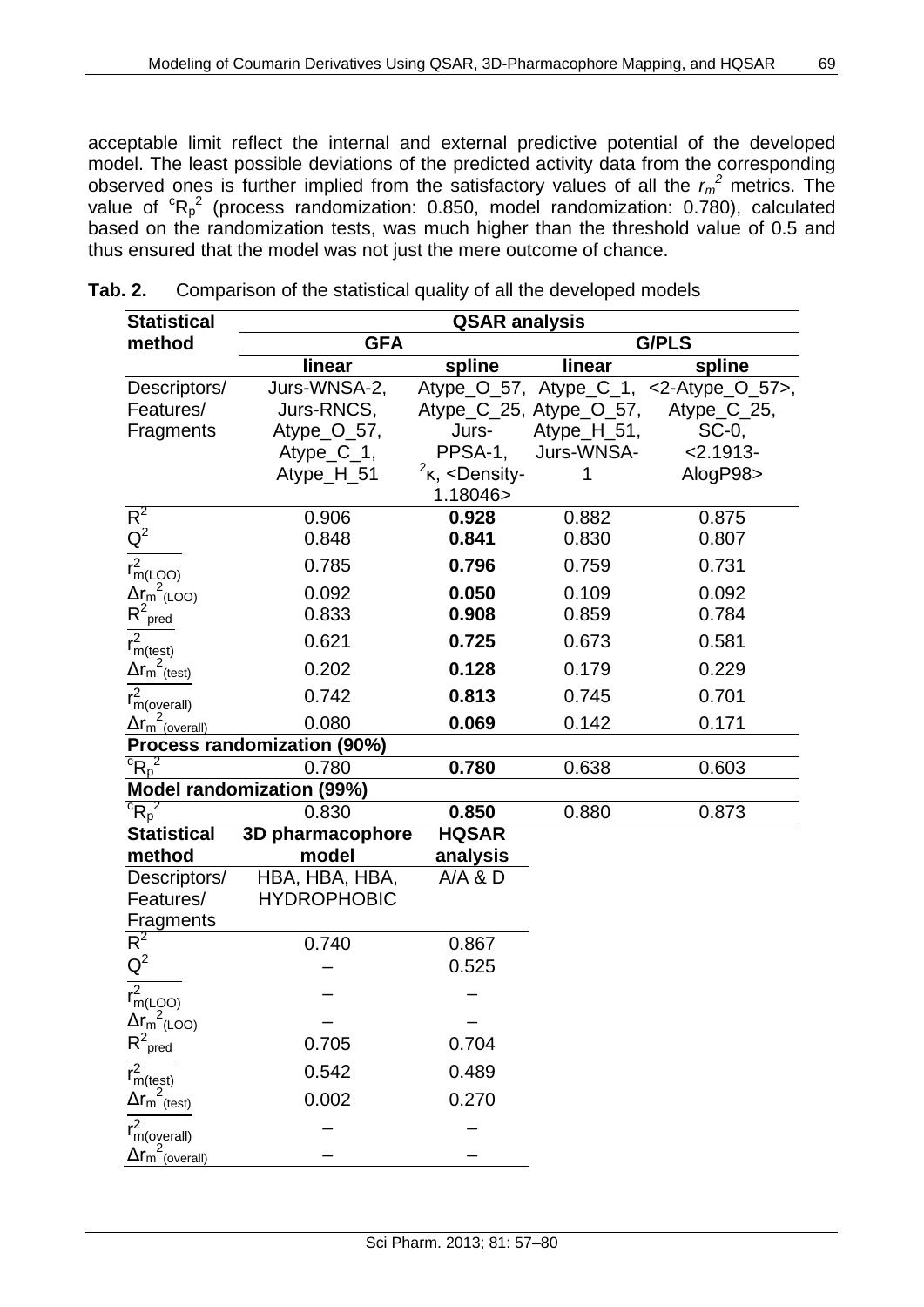acceptable limit reflect the internal and external predictive potential of the developed model. The least possible deviations of the predicted activity data from the corresponding observed ones is further implied from the satisfactory values of all the $r_m^2$ metrics. The value of ${}^cR_p^2$ (process randomization: 0.850, model randomization: 0.780), calculated based on the randomization tests, was much higher than the threshold value of 0.5 and thus ensured that the model was not just the mere outcome of chance.

**Tab. 2.** Comparison of the statistical quality of all the developed models

| Statistical method | QSAR analysis | | | |
|---|---|---|---|---|
| | GFA | | G/PLS | |
| | linear | spline | linear | spline |
| Descriptors/ Features/ Fragments | Jurs-WNSA-2, Jurs-RNCS, Atype_O_57, Atype_C_1, Atype_H_51 | Atype_O_57, Atype_C_25, Jurs-PPSA-1, ${}^2\kappa$, <Density-1.18046> | Atype_C_1, Atype_O_57, Atype_H_51, Jurs-WNSA-1 | <2-Atype_O_57>, Atype_C_25, SC-0, <2.1913-AlogP98> |
| $R^2$ | 0.906 | **0.928** | 0.882 | 0.875 |
| $Q^2$ | 0.848 | **0.841** | 0.830 | 0.807 |
| $r^2_{m(LOO)}$ | 0.785 | **0.796** | 0.759 | 0.731 |
| $\Delta r_m^2{}_{(LOO)}$ | 0.092 | **0.050** | 0.109 | 0.092 |
| $R^2_{pred}$ | 0.833 | **0.908** | 0.859 | 0.784 |
| $r^2_{m(test)}$ | 0.621 | **0.725** | 0.673 | 0.581 |
| $\Delta r_m^2{}_{(test)}$ | 0.202 | **0.128** | 0.179 | 0.229 |
| $r^2_{m(overall)}$ | 0.742 | **0.813** | 0.745 | 0.701 |
| $\Delta r_m^2{}_{(overall)}$ | 0.080 | **0.069** | 0.142 | 0.171 |
| **Process randomization (90%)** | | | | |
| ${}^cR_p^2$ | 0.780 | **0.780** | 0.638 | 0.603 |
| **Model randomization (99%)** | | | | |
| ${}^cR_p^2$ | 0.830 | **0.850** | 0.880 | 0.873 |
| **Statistical method** | **3D pharmacophore model** | **HQSAR analysis** | | |
| Descriptors/ Features/ Fragments | HBA, HBA, HBA, HYDROPHOBIC | A/A & D | | |
| $R^2$ | 0.740 | 0.867 | | |
| $Q^2$ | – | 0.525 | | |
| $r^2_{m(LOO)}$ | – | – | | |
| $\Delta r_m^2{}_{(LOO)}$ | – | – | | |
| $R^2_{pred}$ | 0.705 | 0.704 | | |
| $r^2_{m(test)}$ | 0.542 | 0.489 | | |
| $\Delta r_m^2{}_{(test)}$ | 0.002 | 0.270 | | |
| $r^2_{m(overall)}$ | – | – | | |
| $\Delta r_m^2{}_{(overall)}$ | – | – | | |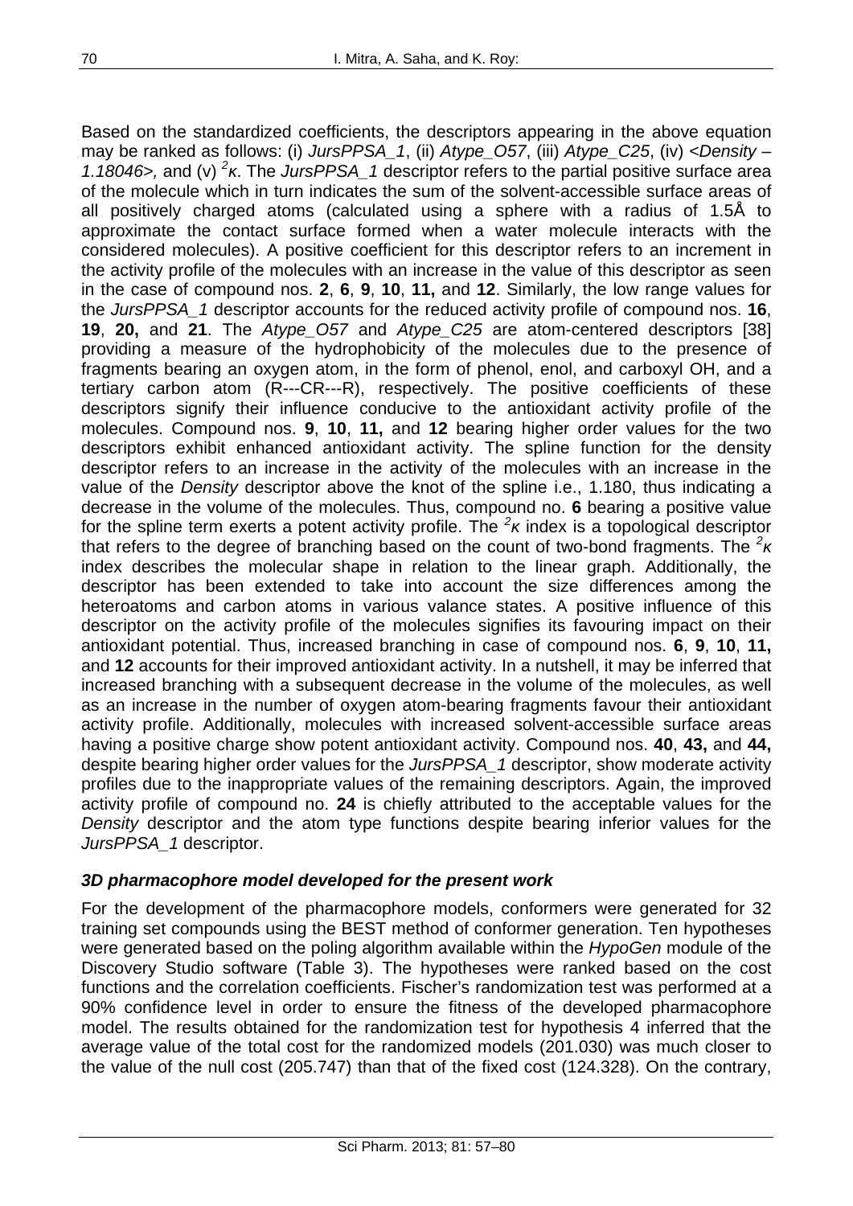Based on the standardized coefficients, the descriptors appearing in the above equation may be ranked as follows: (i) *JursPPSA_1*, (ii) *Atype_O57*, (iii) *Atype_C25*, (iv) <*Density* – *1.18046*>, and (v) $^{2}\kappa$. The *JursPPSA_1* descriptor refers to the partial positive surface area of the molecule which in turn indicates the sum of the solvent-accessible surface areas of all positively charged atoms (calculated using a sphere with a radius of 1.5Å to approximate the contact surface formed when a water molecule interacts with the considered molecules). A positive coefficient for this descriptor refers to an increment in the activity profile of the molecules with an increase in the value of this descriptor as seen in the case of compound nos. **2**, **6**, **9**, **10**, **11,** and **12**. Similarly, the low range values for the *JursPPSA_1* descriptor accounts for the reduced activity profile of compound nos. **16**, **19**, **20,** and **21**. The *Atype_O57* and *Atype_C25* are atom-centered descriptors [38] providing a measure of the hydrophobicity of the molecules due to the presence of fragments bearing an oxygen atom, in the form of phenol, enol, and carboxyl OH, and a tertiary carbon atom (R---CR---R), respectively. The positive coefficients of these descriptors signify their influence conducive to the antioxidant activity profile of the molecules. Compound nos. **9**, **10**, **11,** and **12** bearing higher order values for the two descriptors exhibit enhanced antioxidant activity. The spline function for the density descriptor refers to an increase in the activity of the molecules with an increase in the value of the *Density* descriptor above the knot of the spline i.e., 1.180, thus indicating a decrease in the volume of the molecules. Thus, compound no. **6** bearing a positive value for the spline term exerts a potent activity profile. The $^{2}\kappa$ index is a topological descriptor that refers to the degree of branching based on the count of two-bond fragments. The $^{2}\kappa$ index describes the molecular shape in relation to the linear graph. Additionally, the descriptor has been extended to take into account the size differences among the heteroatoms and carbon atoms in various valance states. A positive influence of this descriptor on the activity profile of the molecules signifies its favouring impact on their antioxidant potential. Thus, increased branching in case of compound nos. **6**, **9**, **10**, **11,** and **12** accounts for their improved antioxidant activity. In a nutshell, it may be inferred that increased branching with a subsequent decrease in the volume of the molecules, as well as an increase in the number of oxygen atom-bearing fragments favour their antioxidant activity profile. Additionally, molecules with increased solvent-accessible surface areas having a positive charge show potent antioxidant activity. Compound nos. **40**, **43,** and **44,** despite bearing higher order values for the *JursPPSA_1* descriptor, show moderate activity profiles due to the inappropriate values of the remaining descriptors. Again, the improved activity profile of compound no. **24** is chiefly attributed to the acceptable values for the *Density* descriptor and the atom type functions despite bearing inferior values for the *JursPPSA_1* descriptor.

### *3D pharmacophore model developed for the present work*

For the development of the pharmacophore models, conformers were generated for 32 training set compounds using the BEST method of conformer generation. Ten hypotheses were generated based on the poling algorithm available within the *HypoGen* module of the Discovery Studio software (Table 3). The hypotheses were ranked based on the cost functions and the correlation coefficients. Fischer's randomization test was performed at a 90% confidence level in order to ensure the fitness of the developed pharmacophore model. The results obtained for the randomization test for hypothesis 4 inferred that the average value of the total cost for the randomized models (201.030) was much closer to the value of the null cost (205.747) than that of the fixed cost (124.328). On the contrary,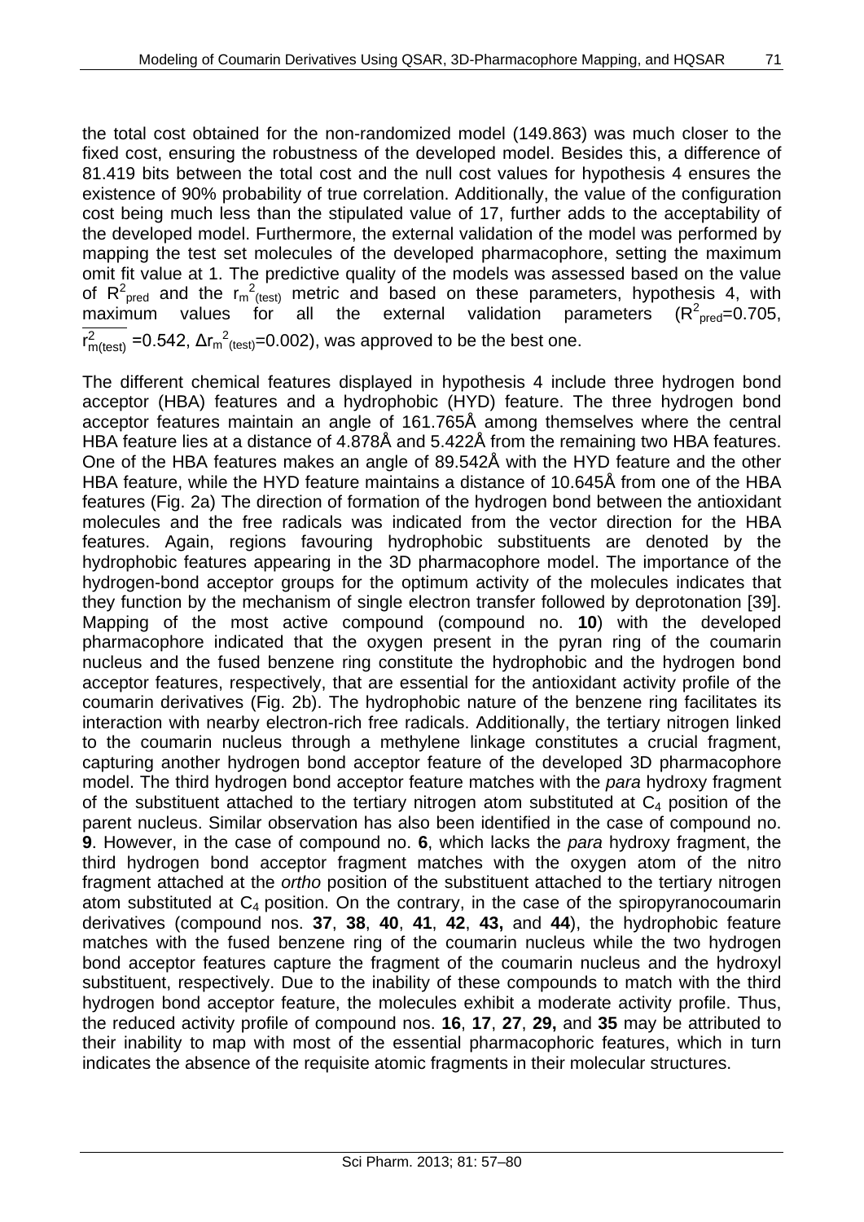the total cost obtained for the non-randomized model (149.863) was much closer to the fixed cost, ensuring the robustness of the developed model. Besides this, a difference of 81.419 bits between the total cost and the null cost values for hypothesis 4 ensures the existence of 90% probability of true correlation. Additionally, the value of the configuration cost being much less than the stipulated value of 17, further adds to the acceptability of the developed model. Furthermore, the external validation of the model was performed by mapping the test set molecules of the developed pharmacophore, setting the maximum omit fit value at 1. The predictive quality of the models was assessed based on the value of $R^2_{pred}$ and the $r_m^2{}_{(test)}$ metric and based on these parameters, hypothesis 4, with maximum values for all the external validation parameters ($R^2_{pred}$=0.705, $\overline{r^2_{m(test)}}$ =0.542, $\Delta r_m^2{}_{(test)}$=0.002), was approved to be the best one.

The different chemical features displayed in hypothesis 4 include three hydrogen bond acceptor (HBA) features and a hydrophobic (HYD) feature. The three hydrogen bond acceptor features maintain an angle of 161.765Å among themselves where the central HBA feature lies at a distance of 4.878Å and 5.422Å from the remaining two HBA features. One of the HBA features makes an angle of 89.542Å with the HYD feature and the other HBA feature, while the HYD feature maintains a distance of 10.645Å from one of the HBA features (Fig. 2a) The direction of formation of the hydrogen bond between the antioxidant molecules and the free radicals was indicated from the vector direction for the HBA features. Again, regions favouring hydrophobic substituents are denoted by the hydrophobic features appearing in the 3D pharmacophore model. The importance of the hydrogen-bond acceptor groups for the optimum activity of the molecules indicates that they function by the mechanism of single electron transfer followed by deprotonation [39]. Mapping of the most active compound (compound no. **10**) with the developed pharmacophore indicated that the oxygen present in the pyran ring of the coumarin nucleus and the fused benzene ring constitute the hydrophobic and the hydrogen bond acceptor features, respectively, that are essential for the antioxidant activity profile of the coumarin derivatives (Fig. 2b). The hydrophobic nature of the benzene ring facilitates its interaction with nearby electron-rich free radicals. Additionally, the tertiary nitrogen linked to the coumarin nucleus through a methylene linkage constitutes a crucial fragment, capturing another hydrogen bond acceptor feature of the developed 3D pharmacophore model. The third hydrogen bond acceptor feature matches with the *para* hydroxy fragment of the substituent attached to the tertiary nitrogen atom substituted at $C_4$ position of the parent nucleus. Similar observation has also been identified in the case of compound no. **9**. However, in the case of compound no. **6**, which lacks the *para* hydroxy fragment, the third hydrogen bond acceptor fragment matches with the oxygen atom of the nitro fragment attached at the *ortho* position of the substituent attached to the tertiary nitrogen atom substituted at $C_4$ position. On the contrary, in the case of the spiropyranocoumarin derivatives (compound nos. **37**, **38**, **40**, **41**, **42**, **43,** and **44**), the hydrophobic feature matches with the fused benzene ring of the coumarin nucleus while the two hydrogen bond acceptor features capture the fragment of the coumarin nucleus and the hydroxyl substituent, respectively. Due to the inability of these compounds to match with the third hydrogen bond acceptor feature, the molecules exhibit a moderate activity profile. Thus, the reduced activity profile of compound nos. **16**, **17**, **27**, **29,** and **35** may be attributed to their inability to map with most of the essential pharmacophoric features, which in turn indicates the absence of the requisite atomic fragments in their molecular structures.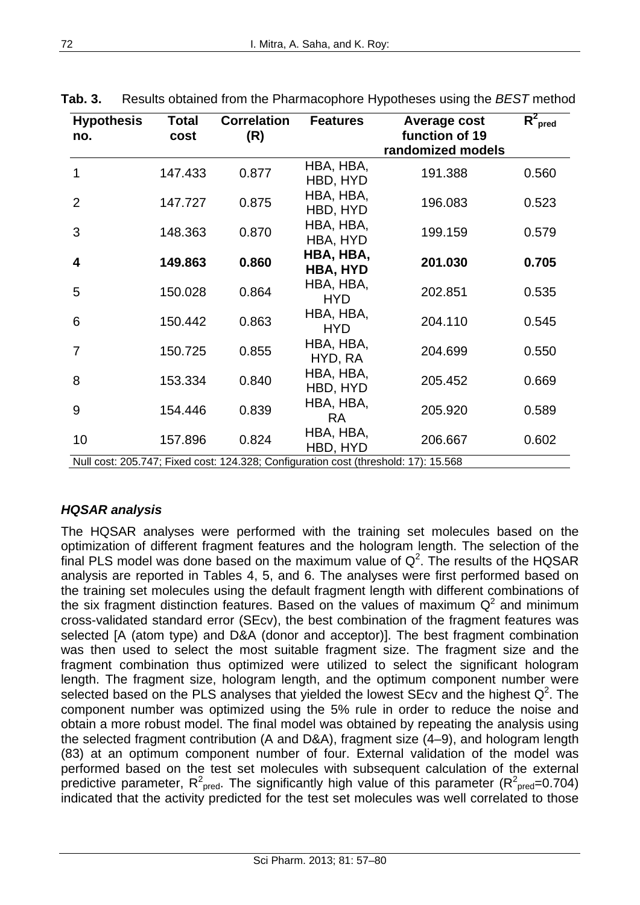**Tab. 3.** Results obtained from the Pharmacophore Hypotheses using the *BEST* method

| Hypothesis no. | Total cost | Correlation (R) | Features | Average cost function of 19 randomized models | $R^2_{pred}$ |
|---|---|---|---|---|---|
| 1 | 147.433 | 0.877 | HBA, HBA, HBD, HYD | 191.388 | 0.560 |
| 2 | 147.727 | 0.875 | HBA, HBA, HBD, HYD | 196.083 | 0.523 |
| 3 | 148.363 | 0.870 | HBA, HBA, HBA, HYD | 199.159 | 0.579 |
| **4** | **149.863** | **0.860** | **HBA, HBA, HBA, HYD** | **201.030** | **0.705** |
| 5 | 150.028 | 0.864 | HBA, HBA, HYD | 202.851 | 0.535 |
| 6 | 150.442 | 0.863 | HBA, HBA, HYD | 204.110 | 0.545 |
| 7 | 150.725 | 0.855 | HBA, HBA, HYD, RA | 204.699 | 0.550 |
| 8 | 153.334 | 0.840 | HBA, HBA, HBD, HYD | 205.452 | 0.669 |
| 9 | 154.446 | 0.839 | HBA, HBA, RA | 205.920 | 0.589 |
| 10 | 157.896 | 0.824 | HBA, HBA, HBD, HYD | 206.667 | 0.602 |

Null cost: 205.747; Fixed cost: 124.328; Configuration cost (threshold: 17): 15.568

### *HQSAR analysis*

The HQSAR analyses were performed with the training set molecules based on the optimization of different fragment features and the hologram length. The selection of the final PLS model was done based on the maximum value of $Q^2$. The results of the HQSAR analysis are reported in Tables 4, 5, and 6. The analyses were first performed based on the training set molecules using the default fragment length with different combinations of the six fragment distinction features. Based on the values of maximum $Q^2$ and minimum cross-validated standard error (SEcv), the best combination of the fragment features was selected [A (atom type) and D&A (donor and acceptor)]. The best fragment combination was then used to select the most suitable fragment size. The fragment size and the fragment combination thus optimized were utilized to select the significant hologram length. The fragment size, hologram length, and the optimum component number were selected based on the PLS analyses that yielded the lowest SEcv and the highest $Q^2$. The component number was optimized using the 5% rule in order to reduce the noise and obtain a more robust model. The final model was obtained by repeating the analysis using the selected fragment contribution (A and D&A), fragment size (4–9), and hologram length (83) at an optimum component number of four. External validation of the model was performed based on the test set molecules with subsequent calculation of the external predictive parameter, $R^2_{pred}$. The significantly high value of this parameter ($R^2_{pred}$=0.704) indicated that the activity predicted for the test set molecules was well correlated to those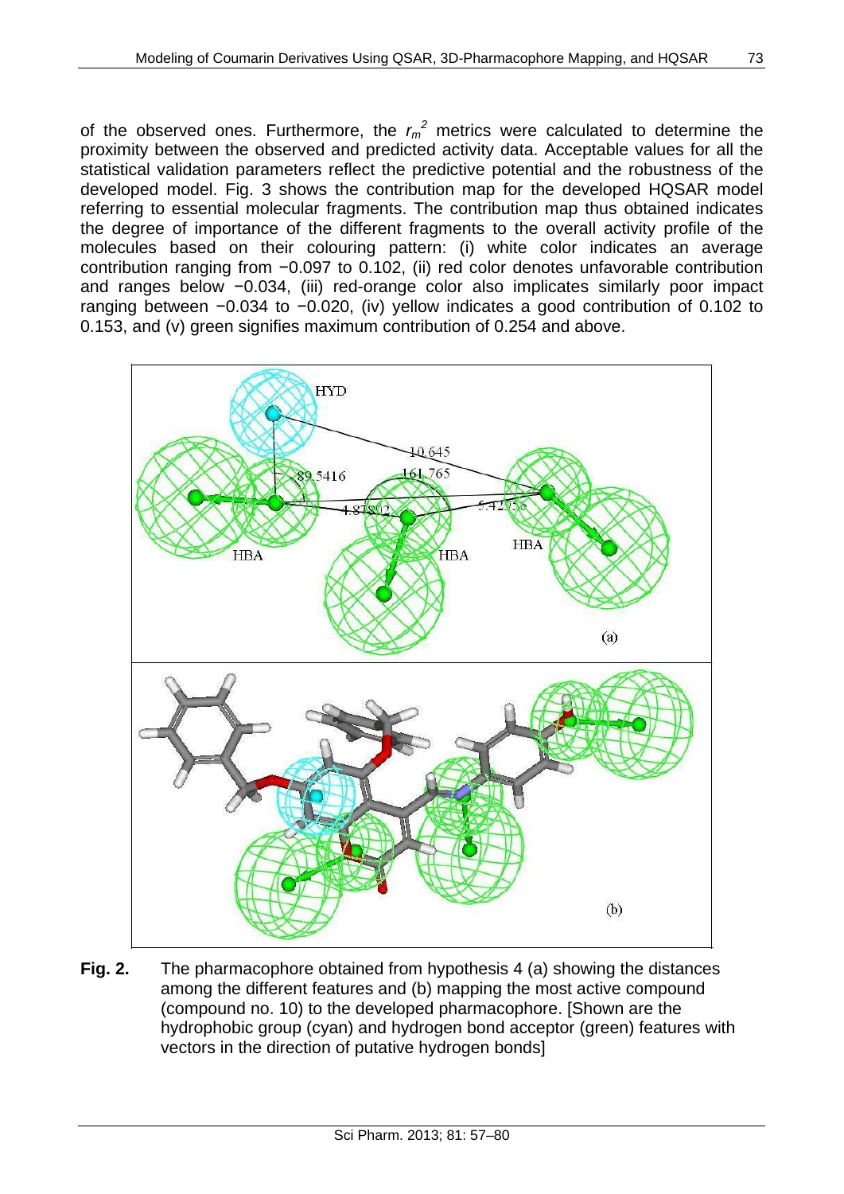of the observed ones. Furthermore, the $r_m^2$ metrics were calculated to determine the proximity between the observed and predicted activity data. Acceptable values for all the statistical validation parameters reflect the predictive potential and the robustness of the developed model. Fig. 3 shows the contribution map for the developed HQSAR model referring to essential molecular fragments. The contribution map thus obtained indicates the degree of importance of the different fragments to the overall activity profile of the molecules based on their colouring pattern: (i) white color indicates an average contribution ranging from −0.097 to 0.102, (ii) red color denotes unfavorable contribution and ranges below −0.034, (iii) red-orange color also implicates similarly poor impact ranging between −0.034 to −0.020, (iv) yellow indicates a good contribution of 0.102 to 0.153, and (v) green signifies maximum contribution of 0.254 and above.

**Fig. 2.** The pharmacophore obtained from hypothesis 4 (a) showing the distances among the different features and (b) mapping the most active compound (compound no. 10) to the developed pharmacophore. [Shown are the hydrophobic group (cyan) and hydrogen bond acceptor (green) features with vectors in the direction of putative hydrogen bonds]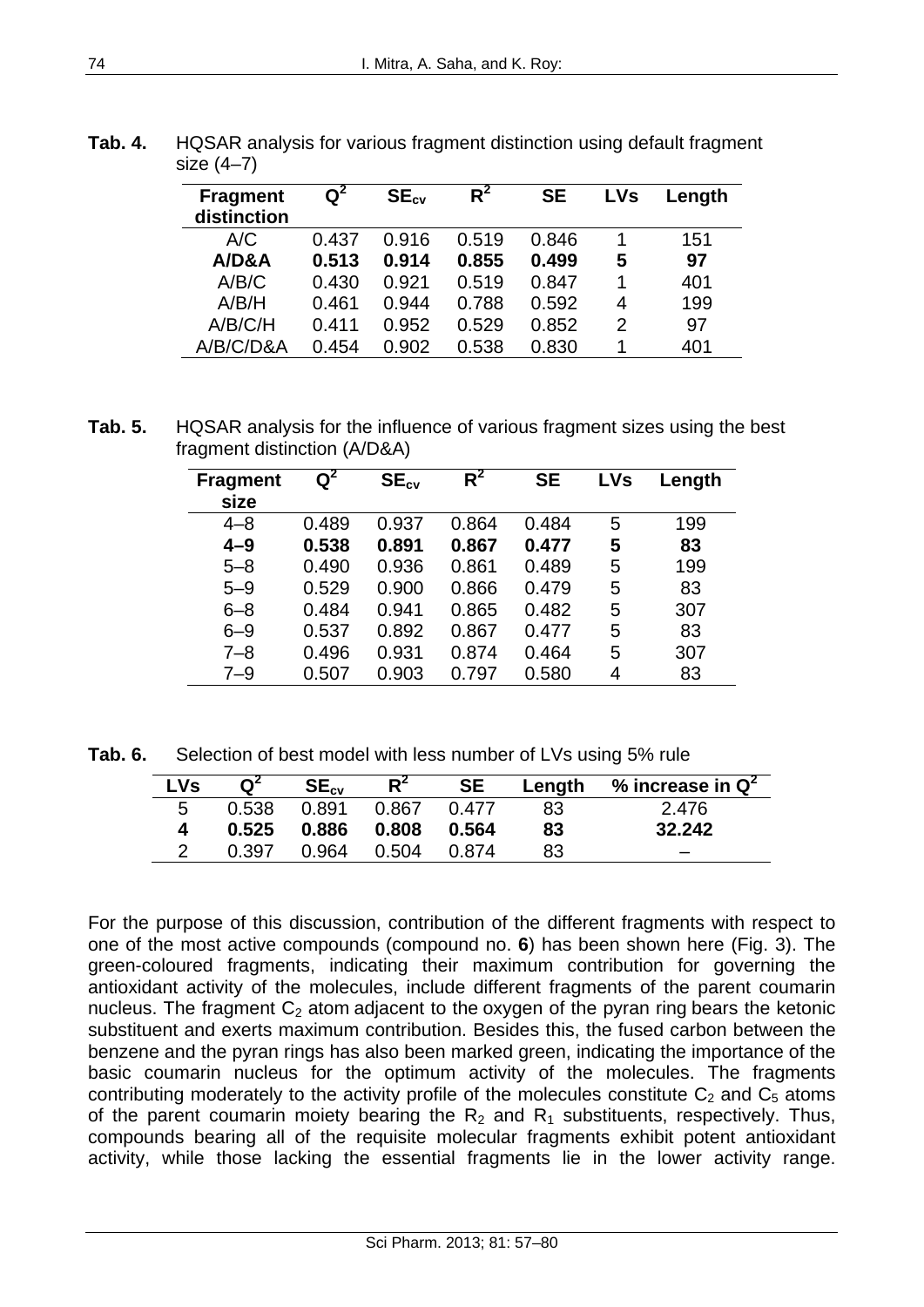**Tab. 4.** HQSAR analysis for various fragment distinction using default fragment size (4–7)

| Fragment distinction | $Q^2$ | $SE_{cv}$ | $R^2$ | SE | LVs | Length |
|---|---|---|---|---|---|---|
| A/C | 0.437 | 0.916 | 0.519 | 0.846 | 1 | 151 |
| **A/D&A** | **0.513** | **0.914** | **0.855** | **0.499** | **5** | **97** |
| A/B/C | 0.430 | 0.921 | 0.519 | 0.847 | 1 | 401 |
| A/B/H | 0.461 | 0.944 | 0.788 | 0.592 | 4 | 199 |
| A/B/C/H | 0.411 | 0.952 | 0.529 | 0.852 | 2 | 97 |
| A/B/C/D&A | 0.454 | 0.902 | 0.538 | 0.830 | 1 | 401 |

**Tab. 5.** HQSAR analysis for the influence of various fragment sizes using the best fragment distinction (A/D&A)

| Fragment size | $Q^2$ | $SE_{cv}$ | $R^2$ | SE | LVs | Length |
|---|---|---|---|---|---|---|
| 4–8 | 0.489 | 0.937 | 0.864 | 0.484 | 5 | 199 |
| **4–9** | **0.538** | **0.891** | **0.867** | **0.477** | **5** | **83** |
| 5–8 | 0.490 | 0.936 | 0.861 | 0.489 | 5 | 199 |
| 5–9 | 0.529 | 0.900 | 0.866 | 0.479 | 5 | 83 |
| 6–8 | 0.484 | 0.941 | 0.865 | 0.482 | 5 | 307 |
| 6–9 | 0.537 | 0.892 | 0.867 | 0.477 | 5 | 83 |
| 7–8 | 0.496 | 0.931 | 0.874 | 0.464 | 5 | 307 |
| 7–9 | 0.507 | 0.903 | 0.797 | 0.580 | 4 | 83 |

**Tab. 6.** Selection of best model with less number of LVs using 5% rule

| LVs | $Q^2$ | $SE_{cv}$ | $R^2$ | SE | Length | % increase in $Q^2$ |
|---|---|---|---|---|---|---|
| 5 | 0.538 | 0.891 | 0.867 | 0.477 | 83 | 2.476 |
| **4** | **0.525** | **0.886** | **0.808** | **0.564** | **83** | **32.242** |
| 2 | 0.397 | 0.964 | 0.504 | 0.874 | 83 | – |

For the purpose of this discussion, contribution of the different fragments with respect to one of the most active compounds (compound no. **6**) has been shown here (Fig. 3). The green-coloured fragments, indicating their maximum contribution for governing the antioxidant activity of the molecules, include different fragments of the parent coumarin nucleus. The fragment $C_2$ atom adjacent to the oxygen of the pyran ring bears the ketonic substituent and exerts maximum contribution. Besides this, the fused carbon between the benzene and the pyran rings has also been marked green, indicating the importance of the basic coumarin nucleus for the optimum activity of the molecules. The fragments contributing moderately to the activity profile of the molecules constitute $C_2$ and $C_5$ atoms of the parent coumarin moiety bearing the $R_2$ and $R_1$ substituents, respectively. Thus, compounds bearing all of the requisite molecular fragments exhibit potent antioxidant activity, while those lacking the essential fragments lie in the lower activity range.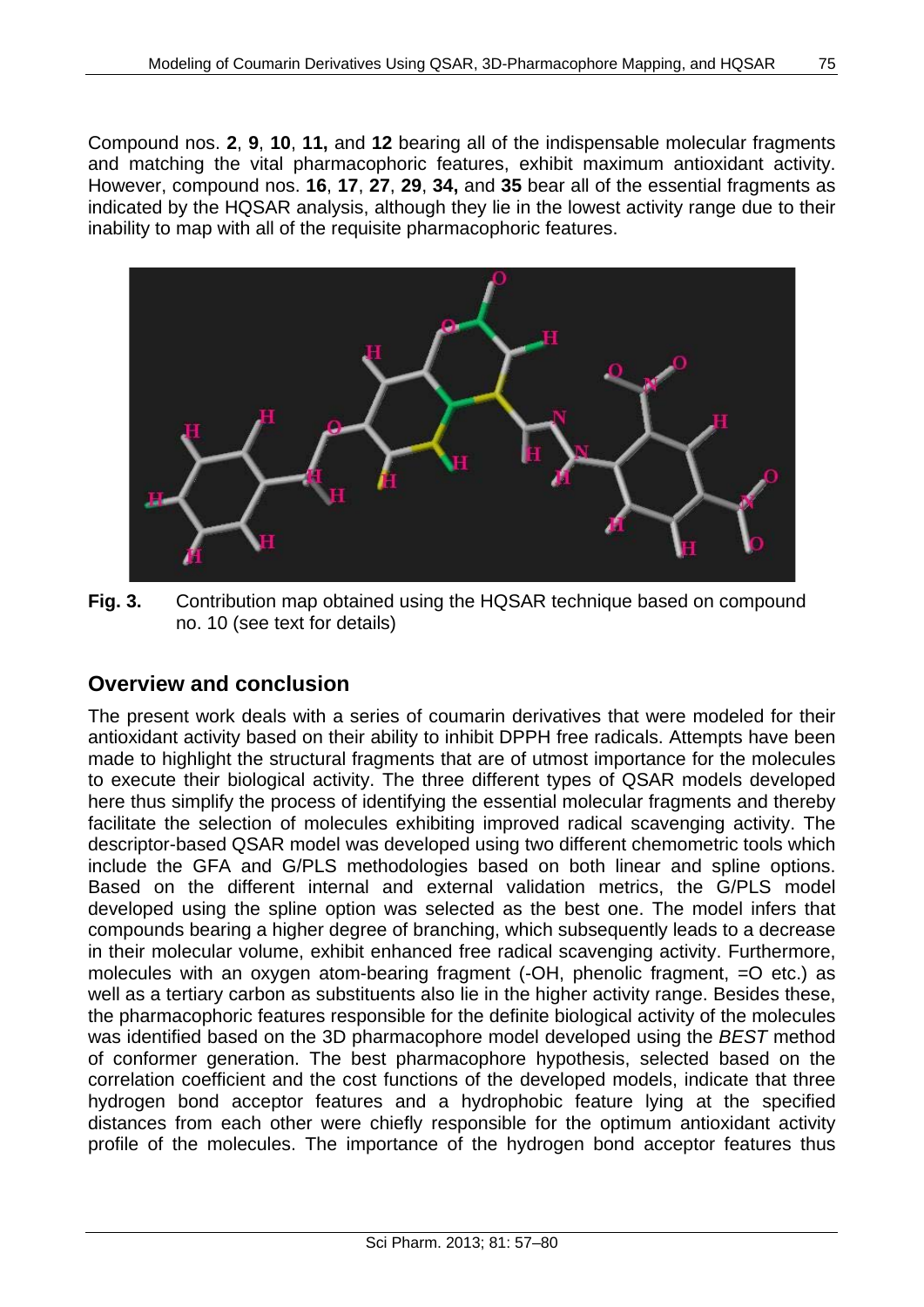Compound nos. **2**, **9**, **10**, **11,** and **12** bearing all of the indispensable molecular fragments and matching the vital pharmacophoric features, exhibit maximum antioxidant activity. However, compound nos. **16**, **17**, **27**, **29**, **34,** and **35** bear all of the essential fragments as indicated by the HQSAR analysis, although they lie in the lowest activity range due to their inability to map with all of the requisite pharmacophoric features.

**Fig. 3.** Contribution map obtained using the HQSAR technique based on compound no. 10 (see text for details)

## Overview and conclusion

The present work deals with a series of coumarin derivatives that were modeled for their antioxidant activity based on their ability to inhibit DPPH free radicals. Attempts have been made to highlight the structural fragments that are of utmost importance for the molecules to execute their biological activity. The three different types of QSAR models developed here thus simplify the process of identifying the essential molecular fragments and thereby facilitate the selection of molecules exhibiting improved radical scavenging activity. The descriptor-based QSAR model was developed using two different chemometric tools which include the GFA and G/PLS methodologies based on both linear and spline options. Based on the different internal and external validation metrics, the G/PLS model developed using the spline option was selected as the best one. The model infers that compounds bearing a higher degree of branching, which subsequently leads to a decrease in their molecular volume, exhibit enhanced free radical scavenging activity. Furthermore, molecules with an oxygen atom-bearing fragment (-OH, phenolic fragment, =O etc.) as well as a tertiary carbon as substituents also lie in the higher activity range. Besides these, the pharmacophoric features responsible for the definite biological activity of the molecules was identified based on the 3D pharmacophore model developed using the *BEST* method of conformer generation. The best pharmacophore hypothesis, selected based on the correlation coefficient and the cost functions of the developed models, indicate that three hydrogen bond acceptor features and a hydrophobic feature lying at the specified distances from each other were chiefly responsible for the optimum antioxidant activity profile of the molecules. The importance of the hydrogen bond acceptor features thus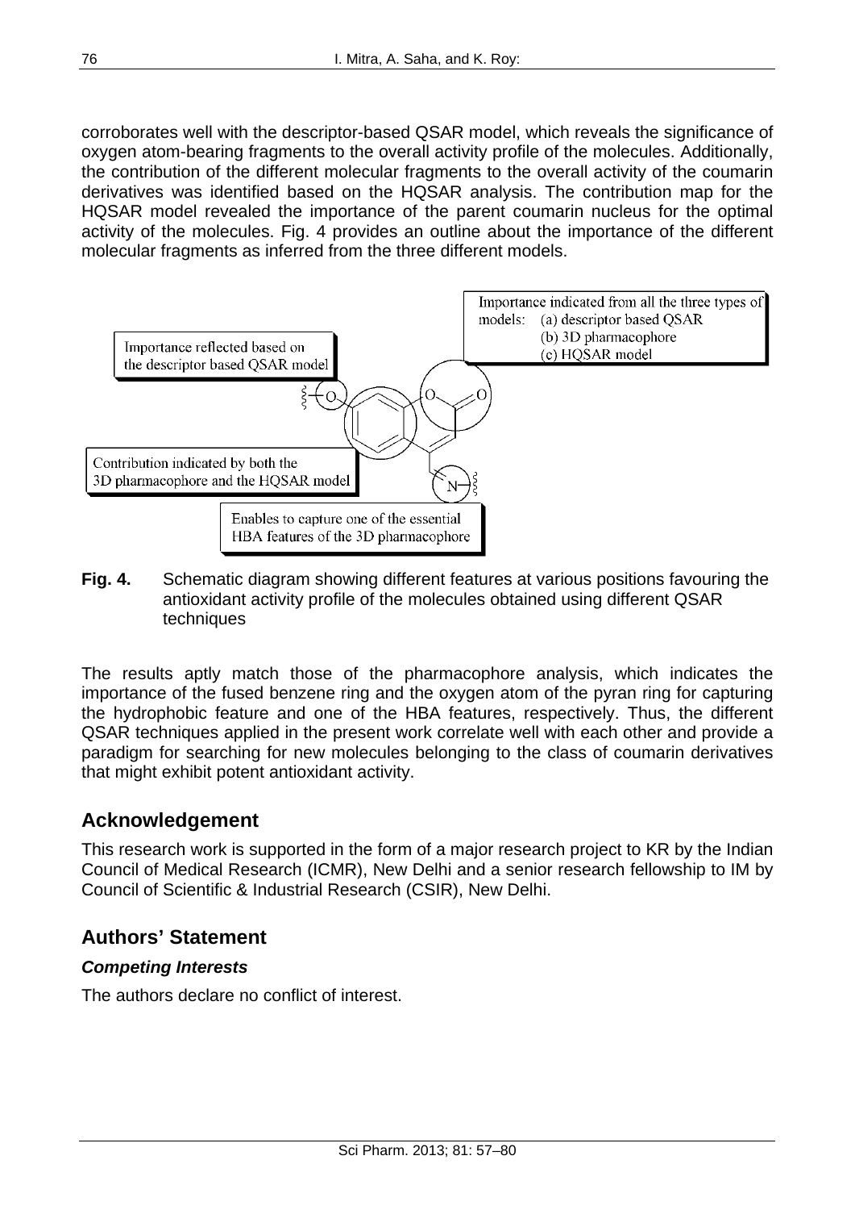corroborates well with the descriptor-based QSAR model, which reveals the significance of oxygen atom-bearing fragments to the overall activity profile of the molecules. Additionally, the contribution of the different molecular fragments to the overall activity of the coumarin derivatives was identified based on the HQSAR analysis. The contribution map for the HQSAR model revealed the importance of the parent coumarin nucleus for the optimal activity of the molecules. Fig. 4 provides an outline about the importance of the different molecular fragments as inferred from the three different models.

Importance indicated from all the three types of models: (a) descriptor based QSAR (b) 3D pharmacophore (c) HQSAR model

Importance reflected based on the descriptor based QSAR model

Contribution indicated by both the 3D pharmacophore and the HQSAR model

Enables to capture one of the essential HBA features of the 3D pharmacophore

**Fig. 4.** Schematic diagram showing different features at various positions favouring the antioxidant activity profile of the molecules obtained using different QSAR techniques

The results aptly match those of the pharmacophore analysis, which indicates the importance of the fused benzene ring and the oxygen atom of the pyran ring for capturing the hydrophobic feature and one of the HBA features, respectively. Thus, the different QSAR techniques applied in the present work correlate well with each other and provide a paradigm for searching for new molecules belonging to the class of coumarin derivatives that might exhibit potent antioxidant activity.

## Acknowledgement

This research work is supported in the form of a major research project to KR by the Indian Council of Medical Research (ICMR), New Delhi and a senior research fellowship to IM by Council of Scientific & Industrial Research (CSIR), New Delhi.

## Authors' Statement

### *Competing Interests*

The authors declare no conflict of interest.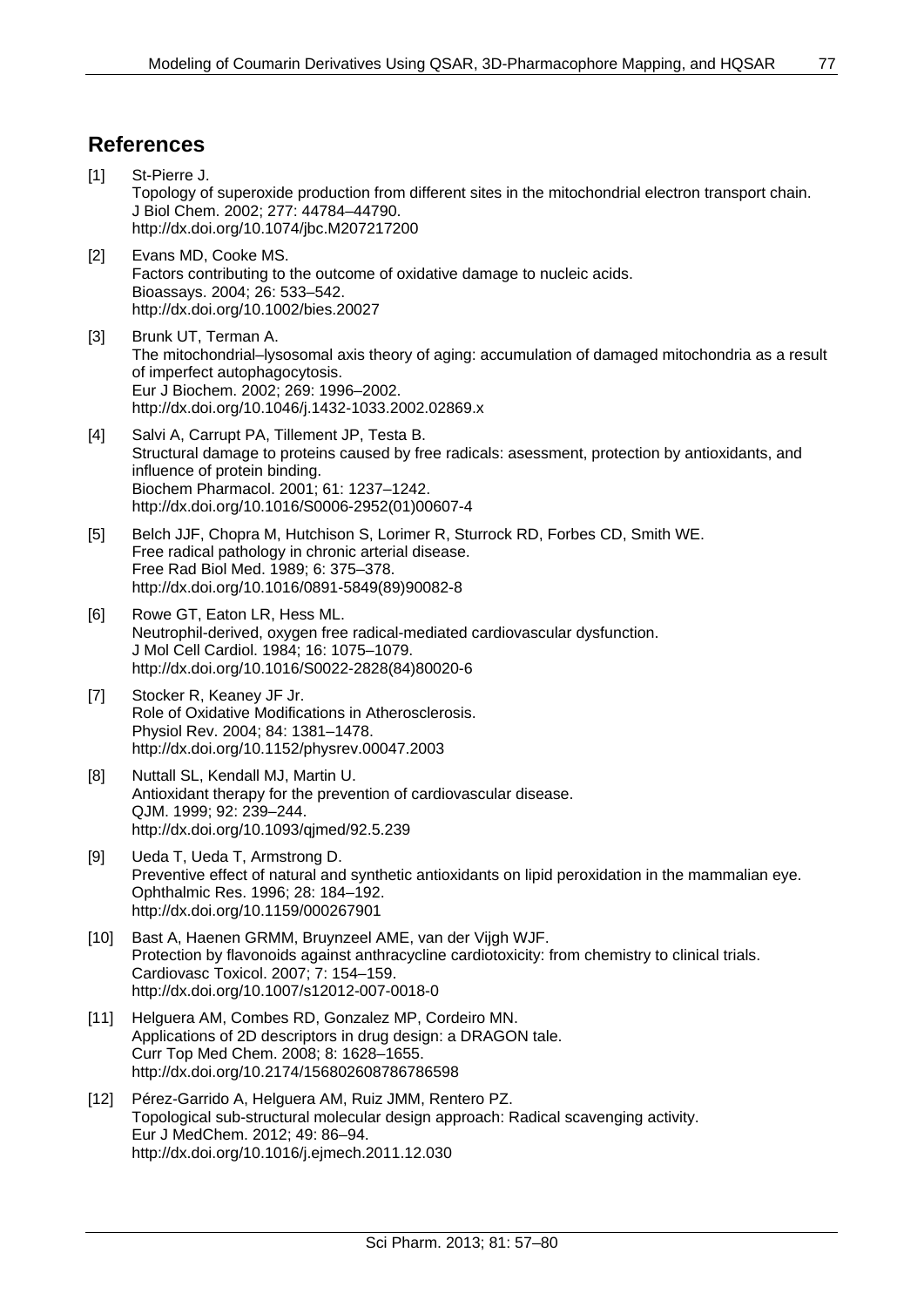## References

[1] St-Pierre J.
Topology of superoxide production from different sites in the mitochondrial electron transport chain.
J Biol Chem. 2002; 277: 44784–44790.
http://dx.doi.org/10.1074/jbc.M207217200

[2] Evans MD, Cooke MS.
Factors contributing to the outcome of oxidative damage to nucleic acids.
Bioassays. 2004; 26: 533–542.
http://dx.doi.org/10.1002/bies.20027

[3] Brunk UT, Terman A.
The mitochondrial–lysosomal axis theory of aging: accumulation of damaged mitochondria as a result of imperfect autophagocytosis.
Eur J Biochem. 2002; 269: 1996–2002.
http://dx.doi.org/10.1046/j.1432-1033.2002.02869.x

[4] Salvi A, Carrupt PA, Tillement JP, Testa B.
Structural damage to proteins caused by free radicals: asessment, protection by antioxidants, and influence of protein binding.
Biochem Pharmacol. 2001; 61: 1237–1242.
http://dx.doi.org/10.1016/S0006-2952(01)00607-4

[5] Belch JJF, Chopra M, Hutchison S, Lorimer R, Sturrock RD, Forbes CD, Smith WE.
Free radical pathology in chronic arterial disease.
Free Rad Biol Med. 1989; 6: 375–378.
http://dx.doi.org/10.1016/0891-5849(89)90082-8

[6] Rowe GT, Eaton LR, Hess ML.
Neutrophil-derived, oxygen free radical-mediated cardiovascular dysfunction.
J Mol Cell Cardiol. 1984; 16: 1075–1079.
http://dx.doi.org/10.1016/S0022-2828(84)80020-6

[7] Stocker R, Keaney JF Jr.
Role of Oxidative Modifications in Atherosclerosis.
Physiol Rev. 2004; 84: 1381–1478.
http://dx.doi.org/10.1152/physrev.00047.2003

[8] Nuttall SL, Kendall MJ, Martin U.
Antioxidant therapy for the prevention of cardiovascular disease.
QJM. 1999; 92: 239–244.
http://dx.doi.org/10.1093/qjmed/92.5.239

[9] Ueda T, Ueda T, Armstrong D.
Preventive effect of natural and synthetic antioxidants on lipid peroxidation in the mammalian eye.
Ophthalmic Res. 1996; 28: 184–192.
http://dx.doi.org/10.1159/000267901

[10] Bast A, Haenen GRMM, Bruynzeel AME, van der Vijgh WJF.
Protection by flavonoids against anthracycline cardiotoxicity: from chemistry to clinical trials.
Cardiovasc Toxicol. 2007; 7: 154–159.
http://dx.doi.org/10.1007/s12012-007-0018-0

[11] Helguera AM, Combes RD, Gonzalez MP, Cordeiro MN.
Applications of 2D descriptors in drug design: a DRAGON tale.
Curr Top Med Chem. 2008; 8: 1628–1655.
http://dx.doi.org/10.2174/156802608786786598

[12] Pérez-Garrido A, Helguera AM, Ruiz JMM, Rentero PZ.
Topological sub-structural molecular design approach: Radical scavenging activity.
Eur J MedChem. 2012; 49: 86–94.
http://dx.doi.org/10.1016/j.ejmech.2011.12.030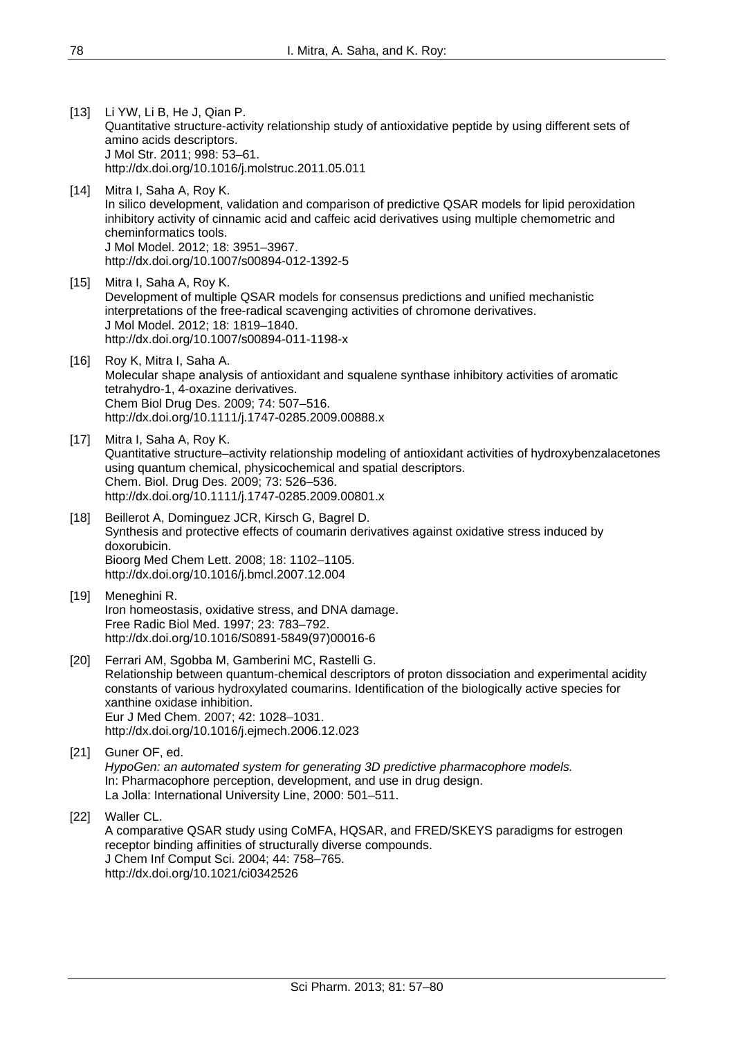[13] Li YW, Li B, He J, Qian P.
Quantitative structure-activity relationship study of antioxidative peptide by using different sets of amino acids descriptors.
J Mol Str. 2011; 998: 53–61.
http://dx.doi.org/10.1016/j.molstruc.2011.05.011

[14] Mitra I, Saha A, Roy K.
In silico development, validation and comparison of predictive QSAR models for lipid peroxidation inhibitory activity of cinnamic acid and caffeic acid derivatives using multiple chemometric and cheminformatics tools.
J Mol Model. 2012; 18: 3951–3967.
http://dx.doi.org/10.1007/s00894-012-1392-5

[15] Mitra I, Saha A, Roy K.
Development of multiple QSAR models for consensus predictions and unified mechanistic interpretations of the free-radical scavenging activities of chromone derivatives.
J Mol Model. 2012; 18: 1819–1840.
http://dx.doi.org/10.1007/s00894-011-1198-x

[16] Roy K, Mitra I, Saha A.
Molecular shape analysis of antioxidant and squalene synthase inhibitory activities of aromatic tetrahydro-1, 4-oxazine derivatives.
Chem Biol Drug Des. 2009; 74: 507–516.
http://dx.doi.org/10.1111/j.1747-0285.2009.00888.x

[17] Mitra I, Saha A, Roy K.
Quantitative structure–activity relationship modeling of antioxidant activities of hydroxybenzalacetones using quantum chemical, physicochemical and spatial descriptors.
Chem. Biol. Drug Des. 2009; 73: 526–536.
http://dx.doi.org/10.1111/j.1747-0285.2009.00801.x

[18] Beillerot A, Dominguez JCR, Kirsch G, Bagrel D.
Synthesis and protective effects of coumarin derivatives against oxidative stress induced by doxorubicin.
Bioorg Med Chem Lett. 2008; 18: 1102–1105.
http://dx.doi.org/10.1016/j.bmcl.2007.12.004

[19] Meneghini R.
Iron homeostasis, oxidative stress, and DNA damage.
Free Radic Biol Med. 1997; 23: 783–792.
http://dx.doi.org/10.1016/S0891-5849(97)00016-6

[20] Ferrari AM, Sgobba M, Gamberini MC, Rastelli G.
Relationship between quantum-chemical descriptors of proton dissociation and experimental acidity constants of various hydroxylated coumarins. Identification of the biologically active species for xanthine oxidase inhibition.
Eur J Med Chem. 2007; 42: 1028–1031.
http://dx.doi.org/10.1016/j.ejmech.2006.12.023

[21] Guner OF, ed.
*HypoGen: an automated system for generating 3D predictive pharmacophore models.*
In: Pharmacophore perception, development, and use in drug design.
La Jolla: International University Line, 2000: 501–511.

[22] Waller CL.
A comparative QSAR study using CoMFA, HQSAR, and FRED/SKEYS paradigms for estrogen receptor binding affinities of structurally diverse compounds.
J Chem Inf Comput Sci. 2004; 44: 758–765.
http://dx.doi.org/10.1021/ci0342526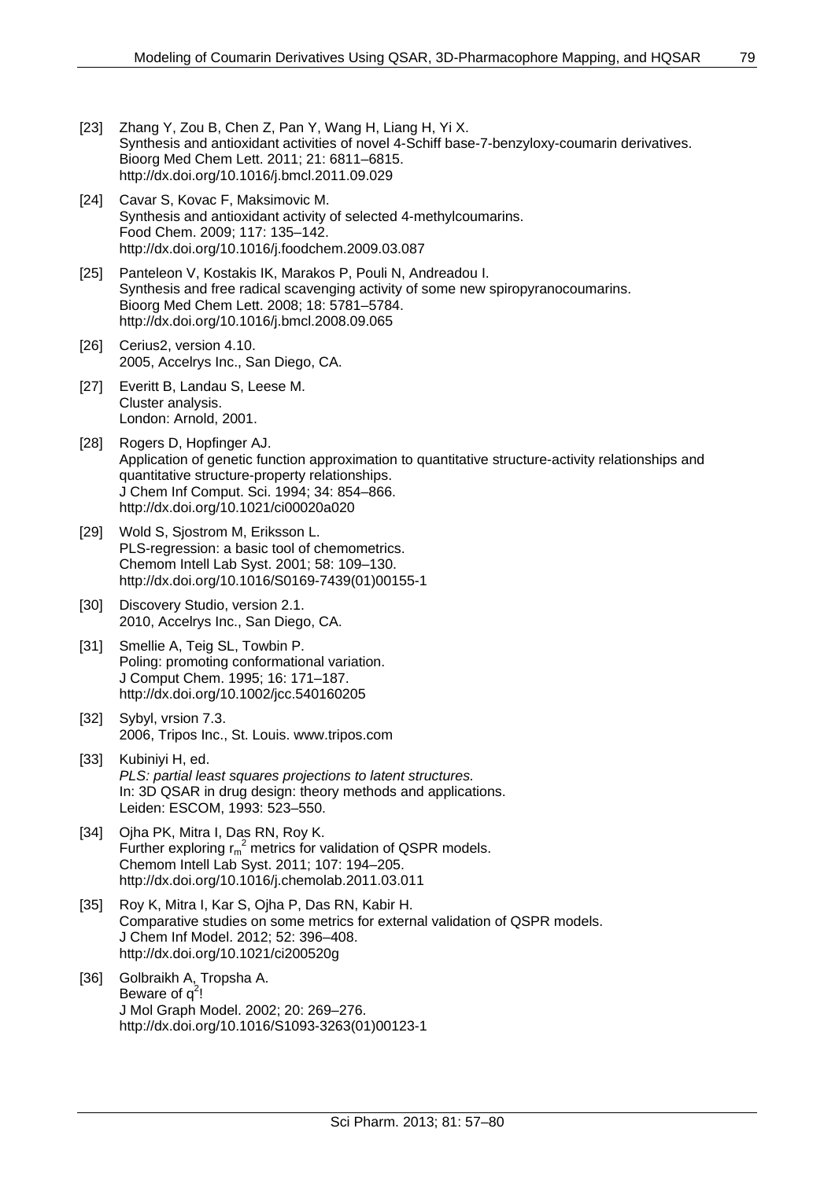[23] Zhang Y, Zou B, Chen Z, Pan Y, Wang H, Liang H, Yi X.
Synthesis and antioxidant activities of novel 4-Schiff base-7-benzyloxy-coumarin derivatives.
Bioorg Med Chem Lett. 2011; 21: 6811–6815.
http://dx.doi.org/10.1016/j.bmcl.2011.09.029

[24] Cavar S, Kovac F, Maksimovic M.
Synthesis and antioxidant activity of selected 4-methylcoumarins.
Food Chem. 2009; 117: 135–142.
http://dx.doi.org/10.1016/j.foodchem.2009.03.087

[25] Panteleon V, Kostakis IK, Marakos P, Pouli N, Andreadou I.
Synthesis and free radical scavenging activity of some new spiropyranocoumarins.
Bioorg Med Chem Lett. 2008; 18: 5781–5784.
http://dx.doi.org/10.1016/j.bmcl.2008.09.065

[26] Cerius2, version 4.10.
2005, Accelrys Inc., San Diego, CA.

[27] Everitt B, Landau S, Leese M.
Cluster analysis.
London: Arnold, 2001.

[28] Rogers D, Hopfinger AJ.
Application of genetic function approximation to quantitative structure-activity relationships and quantitative structure-property relationships.
J Chem Inf Comput. Sci. 1994; 34: 854–866.
http://dx.doi.org/10.1021/ci00020a020

[29] Wold S, Sjostrom M, Eriksson L.
PLS-regression: a basic tool of chemometrics.
Chemom Intell Lab Syst. 2001; 58: 109–130.
http://dx.doi.org/10.1016/S0169-7439(01)00155-1

[30] Discovery Studio, version 2.1.
2010, Accelrys Inc., San Diego, CA.

[31] Smellie A, Teig SL, Towbin P.
Poling: promoting conformational variation.
J Comput Chem. 1995; 16: 171–187.
http://dx.doi.org/10.1002/jcc.540160205

[32] Sybyl, vrsion 7.3.
2006, Tripos Inc., St. Louis. www.tripos.com

[33] Kubiniyi H, ed.
*PLS: partial least squares projections to latent structures.*
In: 3D QSAR in drug design: theory methods and applications.
Leiden: ESCOM, 1993: 523–550.

[34] Ojha PK, Mitra I, Das RN, Roy K.
Further exploring $r_m^2$ metrics for validation of QSPR models.
Chemom Intell Lab Syst. 2011; 107: 194–205.
http://dx.doi.org/10.1016/j.chemolab.2011.03.011

[35] Roy K, Mitra I, Kar S, Ojha P, Das RN, Kabir H.
Comparative studies on some metrics for external validation of QSPR models.
J Chem Inf Model. 2012; 52: 396–408.
http://dx.doi.org/10.1021/ci200520g

[36] Golbraikh A, Tropsha A.
Beware of $q^2$!
J Mol Graph Model. 2002; 20: 269–276.
http://dx.doi.org/10.1016/S1093-3263(01)00123-1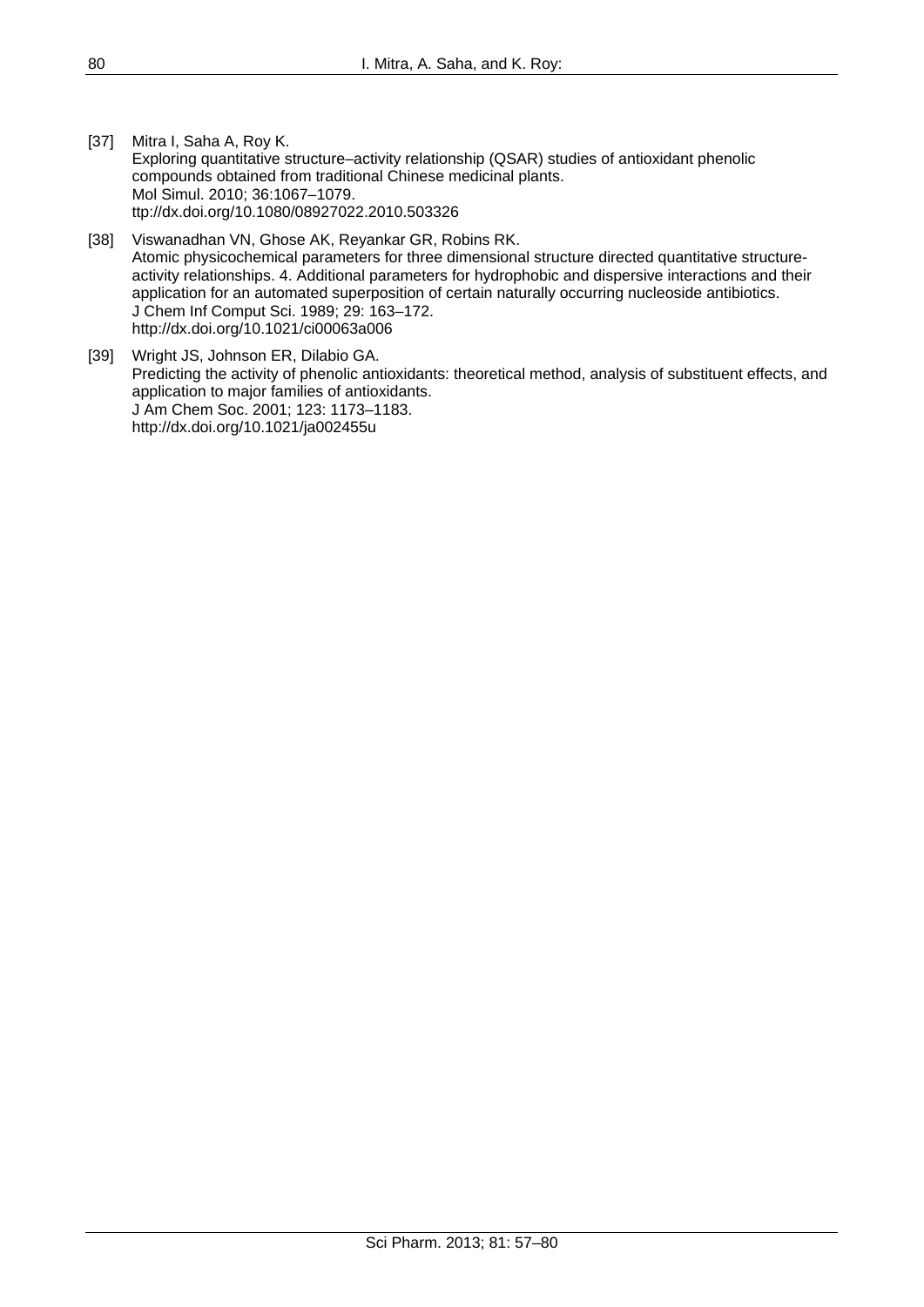[37] Mitra I, Saha A, Roy K.
Exploring quantitative structure–activity relationship (QSAR) studies of antioxidant phenolic compounds obtained from traditional Chinese medicinal plants.
Mol Simul. 2010; 36:1067–1079.
ttp://dx.doi.org/10.1080/08927022.2010.503326

[38] Viswanadhan VN, Ghose AK, Reyankar GR, Robins RK.
Atomic physicochemical parameters for three dimensional structure directed quantitative structure-activity relationships. 4. Additional parameters for hydrophobic and dispersive interactions and their application for an automated superposition of certain naturally occurring nucleoside antibiotics.
J Chem Inf Comput Sci. 1989; 29: 163–172.
http://dx.doi.org/10.1021/ci00063a006

[39] Wright JS, Johnson ER, Dilabio GA.
Predicting the activity of phenolic antioxidants: theoretical method, analysis of substituent effects, and application to major families of antioxidants.
J Am Chem Soc. 2001; 123: 1173–1183.
http://dx.doi.org/10.1021/ja002455u